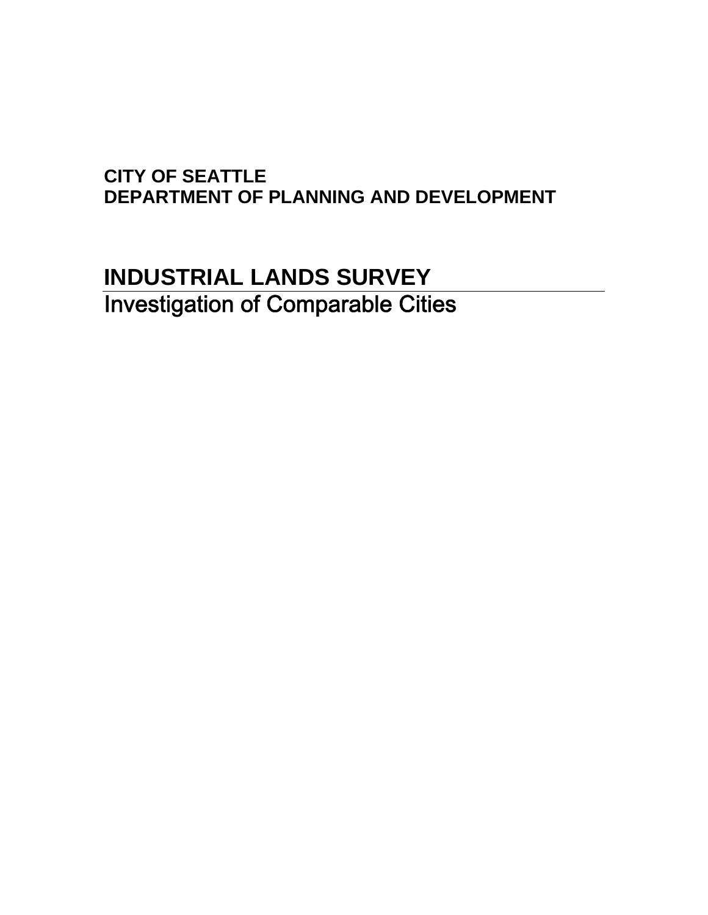**CITY OF SEATTLE**
**DEPARTMENT OF PLANNING AND DEVELOPMENT**

# INDUSTRIAL LANDS SURVEY

## Investigation of Comparable Cities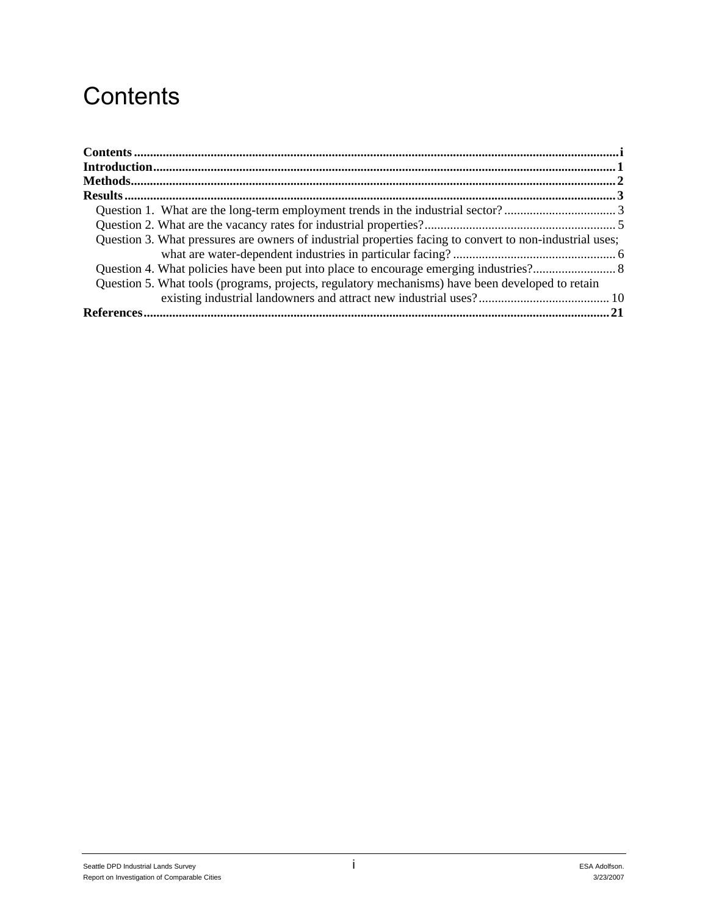# Contents

**Contents** ..................................................... i
**Introduction** ..................................................... 1
**Methods** ..................................................... 2
**Results** ..................................................... 3

- Question 1. What are the long-term employment trends in the industrial sector? ..................................................... 3
- Question 2. What are the vacancy rates for industrial properties? ..................................................... 5
- Question 3. What pressures are owners of industrial properties facing to convert to non-industrial uses; what are water-dependent industries in particular facing? ..................................................... 6
- Question 4. What policies have been put into place to encourage emerging industries? ..................................................... 8
- Question 5. What tools (programs, projects, regulatory mechanisms) have been developed to retain existing industrial landowners and attract new industrial uses? ..................................................... 10

**References** ..................................................... 21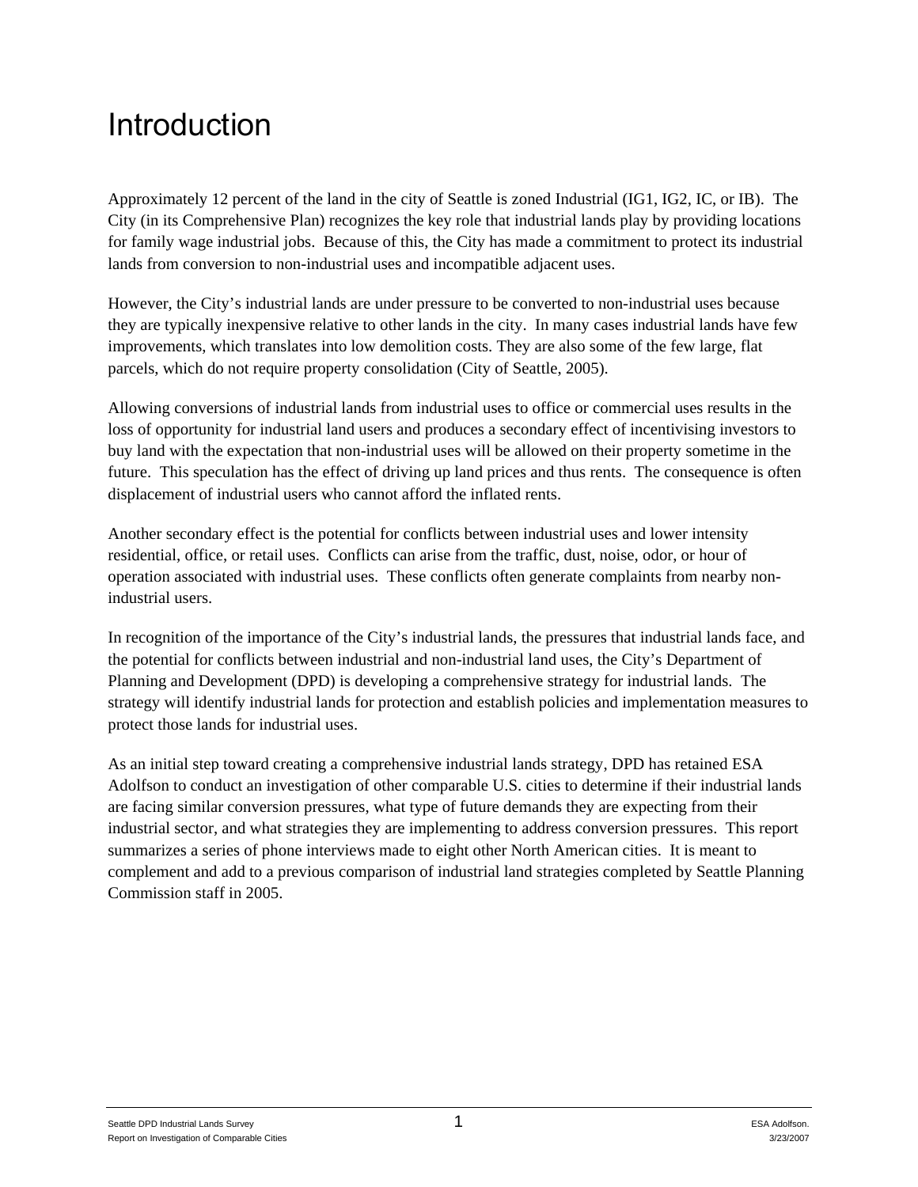# Introduction

Approximately 12 percent of the land in the city of Seattle is zoned Industrial (IG1, IG2, IC, or IB). The City (in its Comprehensive Plan) recognizes the key role that industrial lands play by providing locations for family wage industrial jobs. Because of this, the City has made a commitment to protect its industrial lands from conversion to non-industrial uses and incompatible adjacent uses.

However, the City's industrial lands are under pressure to be converted to non-industrial uses because they are typically inexpensive relative to other lands in the city. In many cases industrial lands have few improvements, which translates into low demolition costs. They are also some of the few large, flat parcels, which do not require property consolidation (City of Seattle, 2005).

Allowing conversions of industrial lands from industrial uses to office or commercial uses results in the loss of opportunity for industrial land users and produces a secondary effect of incentivising investors to buy land with the expectation that non-industrial uses will be allowed on their property sometime in the future. This speculation has the effect of driving up land prices and thus rents. The consequence is often displacement of industrial users who cannot afford the inflated rents.

Another secondary effect is the potential for conflicts between industrial uses and lower intensity residential, office, or retail uses. Conflicts can arise from the traffic, dust, noise, odor, or hour of operation associated with industrial uses. These conflicts often generate complaints from nearby non-industrial users.

In recognition of the importance of the City's industrial lands, the pressures that industrial lands face, and the potential for conflicts between industrial and non-industrial land uses, the City's Department of Planning and Development (DPD) is developing a comprehensive strategy for industrial lands. The strategy will identify industrial lands for protection and establish policies and implementation measures to protect those lands for industrial uses.

As an initial step toward creating a comprehensive industrial lands strategy, DPD has retained ESA Adolfson to conduct an investigation of other comparable U.S. cities to determine if their industrial lands are facing similar conversion pressures, what type of future demands they are expecting from their industrial sector, and what strategies they are implementing to address conversion pressures. This report summarizes a series of phone interviews made to eight other North American cities. It is meant to complement and add to a previous comparison of industrial land strategies completed by Seattle Planning Commission staff in 2005.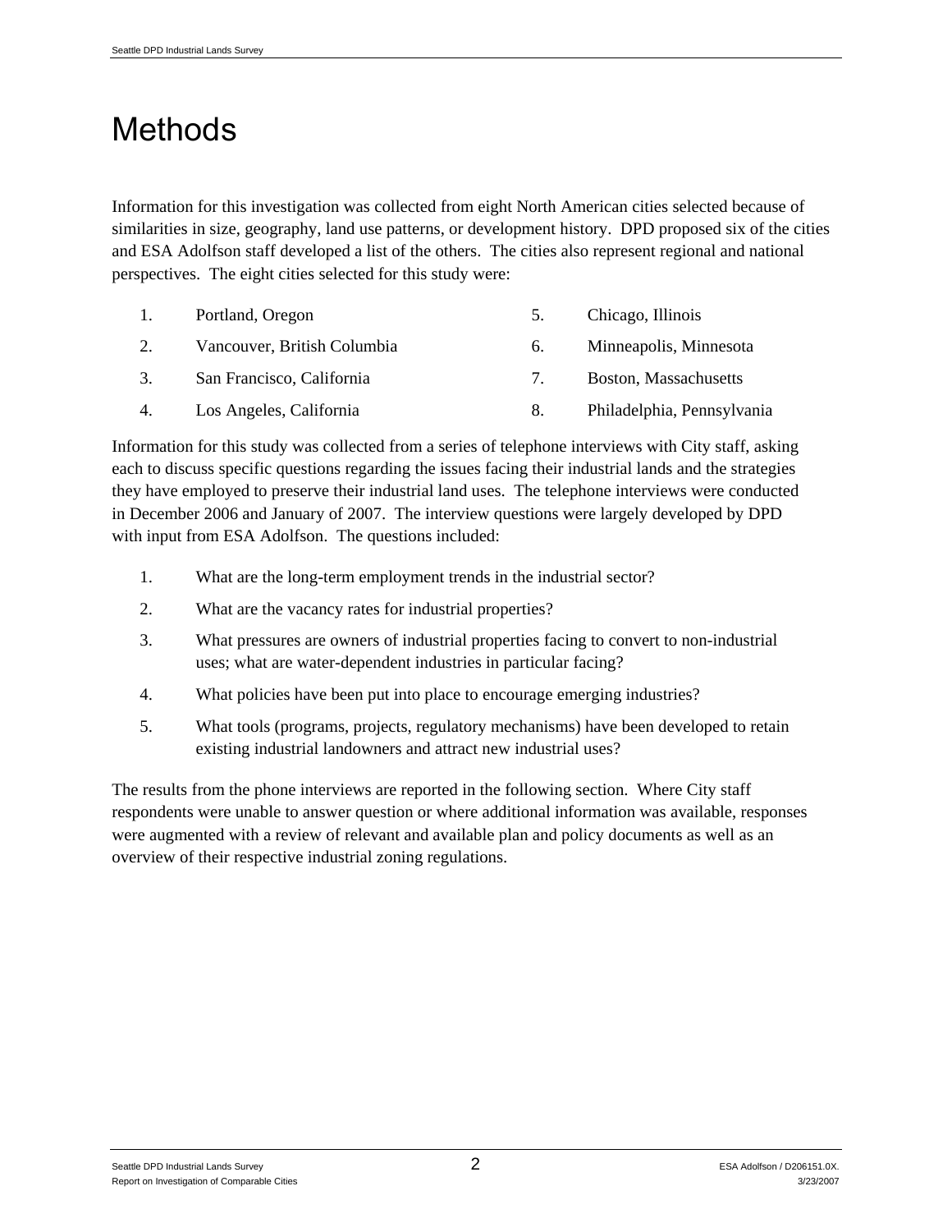# Methods

Information for this investigation was collected from eight North American cities selected because of similarities in size, geography, land use patterns, or development history. DPD proposed six of the cities and ESA Adolfson staff developed a list of the others. The cities also represent regional and national perspectives. The eight cities selected for this study were:

1. Portland, Oregon
2. Vancouver, British Columbia
3. San Francisco, California
4. Los Angeles, California
5. Chicago, Illinois
6. Minneapolis, Minnesota
7. Boston, Massachusetts
8. Philadelphia, Pennsylvania

Information for this study was collected from a series of telephone interviews with City staff, asking each to discuss specific questions regarding the issues facing their industrial lands and the strategies they have employed to preserve their industrial land uses. The telephone interviews were conducted in December 2006 and January of 2007. The interview questions were largely developed by DPD with input from ESA Adolfson. The questions included:

1. What are the long-term employment trends in the industrial sector?
2. What are the vacancy rates for industrial properties?
3. What pressures are owners of industrial properties facing to convert to non-industrial uses; what are water-dependent industries in particular facing?
4. What policies have been put into place to encourage emerging industries?
5. What tools (programs, projects, regulatory mechanisms) have been developed to retain existing industrial landowners and attract new industrial uses?

The results from the phone interviews are reported in the following section. Where City staff respondents were unable to answer question or where additional information was available, responses were augmented with a review of relevant and available plan and policy documents as well as an overview of their respective industrial zoning regulations.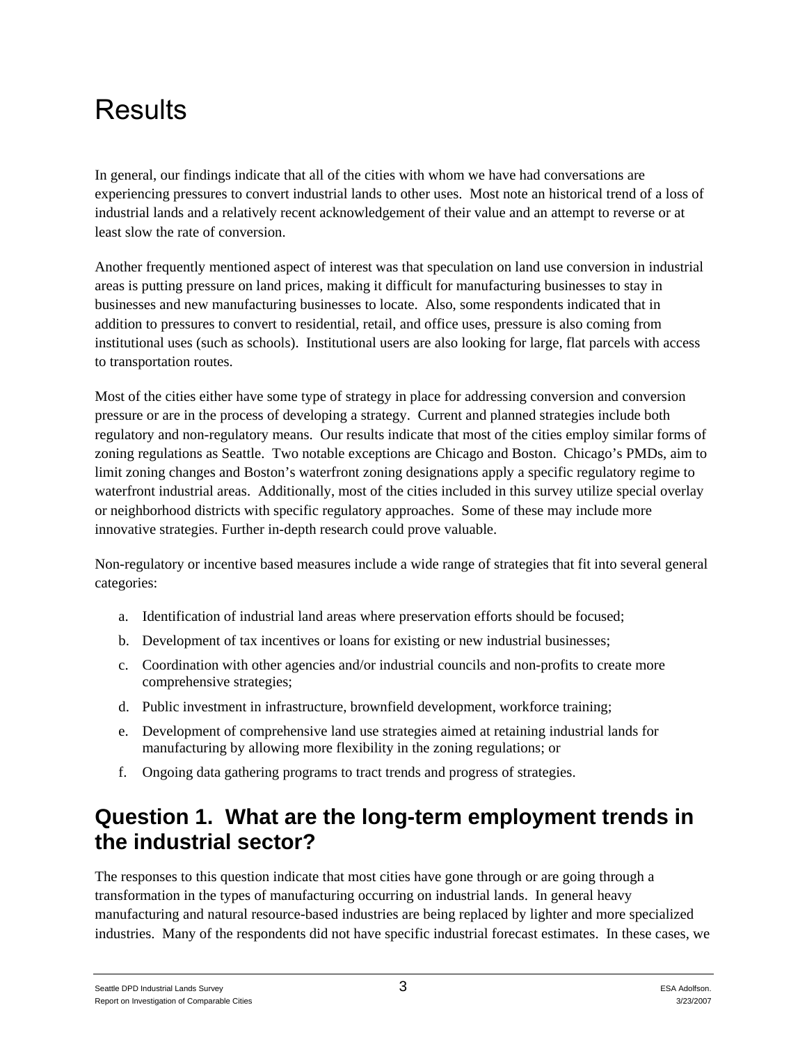# Results

In general, our findings indicate that all of the cities with whom we have had conversations are experiencing pressures to convert industrial lands to other uses. Most note an historical trend of a loss of industrial lands and a relatively recent acknowledgement of their value and an attempt to reverse or at least slow the rate of conversion.

Another frequently mentioned aspect of interest was that speculation on land use conversion in industrial areas is putting pressure on land prices, making it difficult for manufacturing businesses to stay in businesses and new manufacturing businesses to locate. Also, some respondents indicated that in addition to pressures to convert to residential, retail, and office uses, pressure is also coming from institutional uses (such as schools). Institutional users are also looking for large, flat parcels with access to transportation routes.

Most of the cities either have some type of strategy in place for addressing conversion and conversion pressure or are in the process of developing a strategy. Current and planned strategies include both regulatory and non-regulatory means. Our results indicate that most of the cities employ similar forms of zoning regulations as Seattle. Two notable exceptions are Chicago and Boston. Chicago's PMDs, aim to limit zoning changes and Boston's waterfront zoning designations apply a specific regulatory regime to waterfront industrial areas. Additionally, most of the cities included in this survey utilize special overlay or neighborhood districts with specific regulatory approaches. Some of these may include more innovative strategies. Further in-depth research could prove valuable.

Non-regulatory or incentive based measures include a wide range of strategies that fit into several general categories:

a. Identification of industrial land areas where preservation efforts should be focused;
b. Development of tax incentives or loans for existing or new industrial businesses;
c. Coordination with other agencies and/or industrial councils and non-profits to create more comprehensive strategies;
d. Public investment in infrastructure, brownfield development, workforce training;
e. Development of comprehensive land use strategies aimed at retaining industrial lands for manufacturing by allowing more flexibility in the zoning regulations; or
f. Ongoing data gathering programs to tract trends and progress of strategies.

## Question 1. What are the long-term employment trends in the industrial sector?

The responses to this question indicate that most cities have gone through or are going through a transformation in the types of manufacturing occurring on industrial lands. In general heavy manufacturing and natural resource-based industries are being replaced by lighter and more specialized industries. Many of the respondents did not have specific industrial forecast estimates. In these cases, we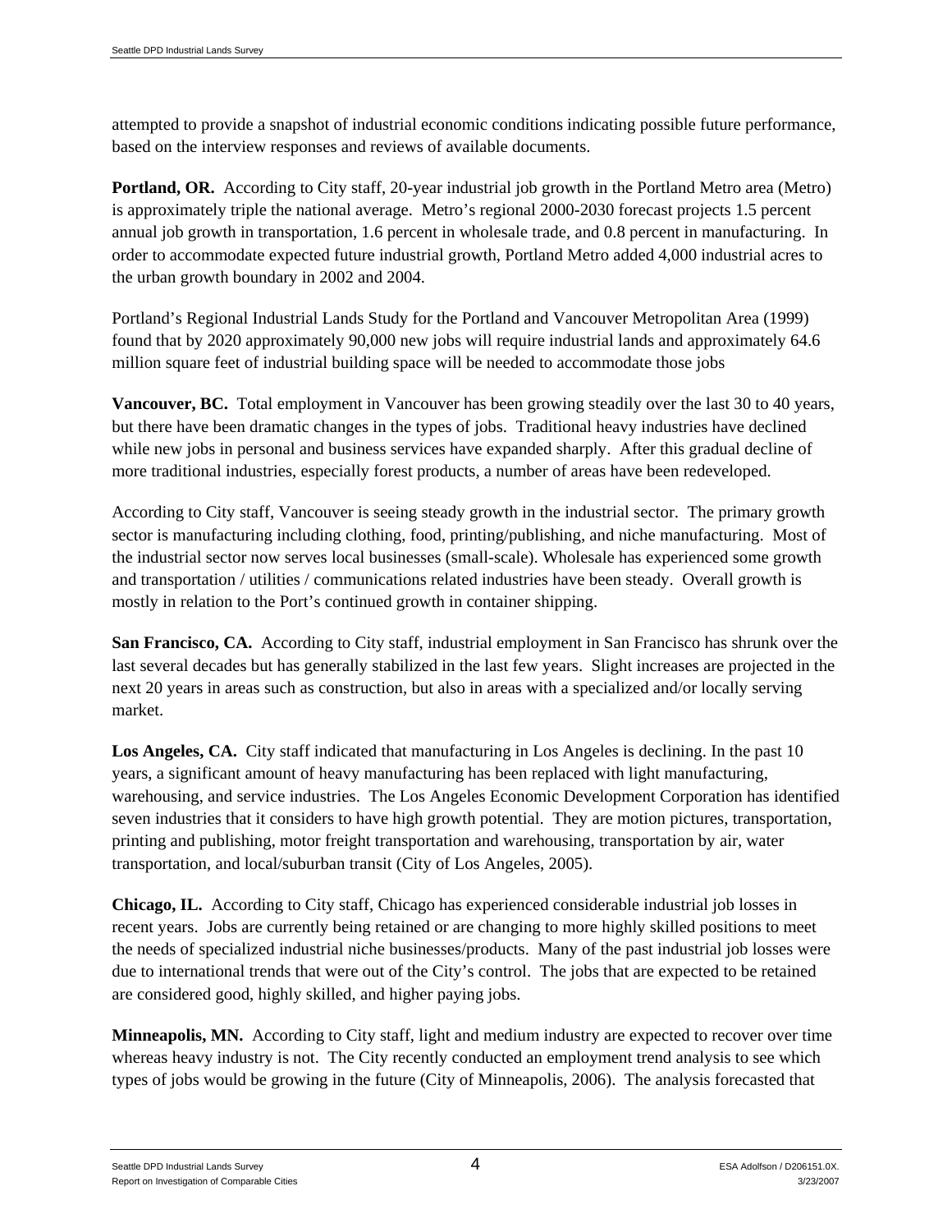attempted to provide a snapshot of industrial economic conditions indicating possible future performance, based on the interview responses and reviews of available documents.

**Portland, OR.** According to City staff, 20-year industrial job growth in the Portland Metro area (Metro) is approximately triple the national average. Metro's regional 2000-2030 forecast projects 1.5 percent annual job growth in transportation, 1.6 percent in wholesale trade, and 0.8 percent in manufacturing. In order to accommodate expected future industrial growth, Portland Metro added 4,000 industrial acres to the urban growth boundary in 2002 and 2004.

Portland's Regional Industrial Lands Study for the Portland and Vancouver Metropolitan Area (1999) found that by 2020 approximately 90,000 new jobs will require industrial lands and approximately 64.6 million square feet of industrial building space will be needed to accommodate those jobs

**Vancouver, BC.** Total employment in Vancouver has been growing steadily over the last 30 to 40 years, but there have been dramatic changes in the types of jobs. Traditional heavy industries have declined while new jobs in personal and business services have expanded sharply. After this gradual decline of more traditional industries, especially forest products, a number of areas have been redeveloped.

According to City staff, Vancouver is seeing steady growth in the industrial sector. The primary growth sector is manufacturing including clothing, food, printing/publishing, and niche manufacturing. Most of the industrial sector now serves local businesses (small-scale). Wholesale has experienced some growth and transportation / utilities / communications related industries have been steady. Overall growth is mostly in relation to the Port's continued growth in container shipping.

**San Francisco, CA.** According to City staff, industrial employment in San Francisco has shrunk over the last several decades but has generally stabilized in the last few years. Slight increases are projected in the next 20 years in areas such as construction, but also in areas with a specialized and/or locally serving market.

**Los Angeles, CA.** City staff indicated that manufacturing in Los Angeles is declining. In the past 10 years, a significant amount of heavy manufacturing has been replaced with light manufacturing, warehousing, and service industries. The Los Angeles Economic Development Corporation has identified seven industries that it considers to have high growth potential. They are motion pictures, transportation, printing and publishing, motor freight transportation and warehousing, transportation by air, water transportation, and local/suburban transit (City of Los Angeles, 2005).

**Chicago, IL.** According to City staff, Chicago has experienced considerable industrial job losses in recent years. Jobs are currently being retained or are changing to more highly skilled positions to meet the needs of specialized industrial niche businesses/products. Many of the past industrial job losses were due to international trends that were out of the City's control. The jobs that are expected to be retained are considered good, highly skilled, and higher paying jobs.

**Minneapolis, MN.** According to City staff, light and medium industry are expected to recover over time whereas heavy industry is not. The City recently conducted an employment trend analysis to see which types of jobs would be growing in the future (City of Minneapolis, 2006). The analysis forecasted that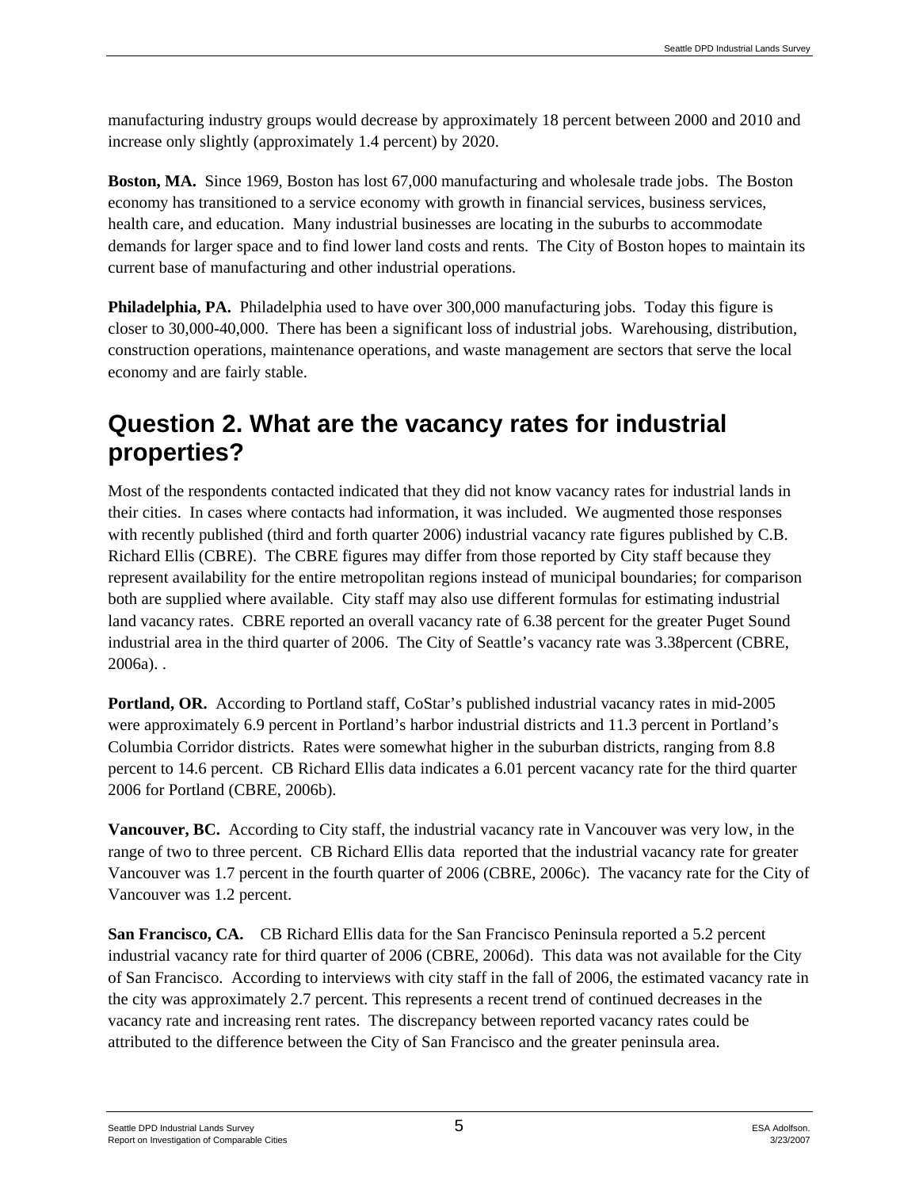manufacturing industry groups would decrease by approximately 18 percent between 2000 and 2010 and increase only slightly (approximately 1.4 percent) by 2020.

**Boston, MA.** Since 1969, Boston has lost 67,000 manufacturing and wholesale trade jobs. The Boston economy has transitioned to a service economy with growth in financial services, business services, health care, and education. Many industrial businesses are locating in the suburbs to accommodate demands for larger space and to find lower land costs and rents. The City of Boston hopes to maintain its current base of manufacturing and other industrial operations.

**Philadelphia, PA.** Philadelphia used to have over 300,000 manufacturing jobs. Today this figure is closer to 30,000-40,000. There has been a significant loss of industrial jobs. Warehousing, distribution, construction operations, maintenance operations, and waste management are sectors that serve the local economy and are fairly stable.

## Question 2. What are the vacancy rates for industrial properties?

Most of the respondents contacted indicated that they did not know vacancy rates for industrial lands in their cities. In cases where contacts had information, it was included. We augmented those responses with recently published (third and forth quarter 2006) industrial vacancy rate figures published by C.B. Richard Ellis (CBRE). The CBRE figures may differ from those reported by City staff because they represent availability for the entire metropolitan regions instead of municipal boundaries; for comparison both are supplied where available. City staff may also use different formulas for estimating industrial land vacancy rates. CBRE reported an overall vacancy rate of 6.38 percent for the greater Puget Sound industrial area in the third quarter of 2006. The City of Seattle's vacancy rate was 3.38percent (CBRE, 2006a). .

**Portland, OR.** According to Portland staff, CoStar's published industrial vacancy rates in mid-2005 were approximately 6.9 percent in Portland's harbor industrial districts and 11.3 percent in Portland's Columbia Corridor districts. Rates were somewhat higher in the suburban districts, ranging from 8.8 percent to 14.6 percent. CB Richard Ellis data indicates a 6.01 percent vacancy rate for the third quarter 2006 for Portland (CBRE, 2006b).

**Vancouver, BC.** According to City staff, the industrial vacancy rate in Vancouver was very low, in the range of two to three percent. CB Richard Ellis data reported that the industrial vacancy rate for greater Vancouver was 1.7 percent in the fourth quarter of 2006 (CBRE, 2006c). The vacancy rate for the City of Vancouver was 1.2 percent.

**San Francisco, CA.** CB Richard Ellis data for the San Francisco Peninsula reported a 5.2 percent industrial vacancy rate for third quarter of 2006 (CBRE, 2006d). This data was not available for the City of San Francisco. According to interviews with city staff in the fall of 2006, the estimated vacancy rate in the city was approximately 2.7 percent. This represents a recent trend of continued decreases in the vacancy rate and increasing rent rates. The discrepancy between reported vacancy rates could be attributed to the difference between the City of San Francisco and the greater peninsula area.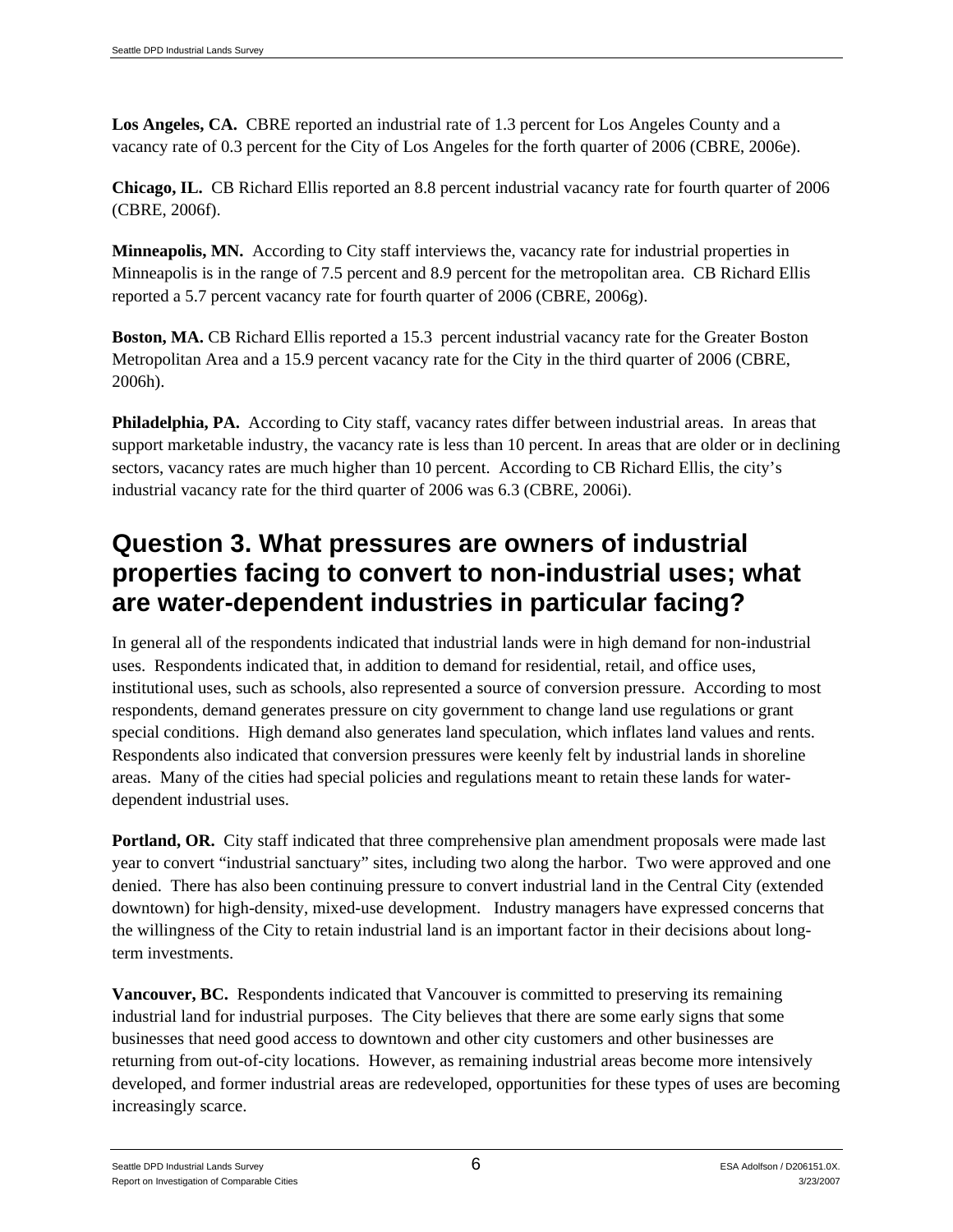**Los Angeles, CA.** CBRE reported an industrial rate of 1.3 percent for Los Angeles County and a vacancy rate of 0.3 percent for the City of Los Angeles for the forth quarter of 2006 (CBRE, 2006e).

**Chicago, IL.** CB Richard Ellis reported an 8.8 percent industrial vacancy rate for fourth quarter of 2006 (CBRE, 2006f).

**Minneapolis, MN.** According to City staff interviews the, vacancy rate for industrial properties in Minneapolis is in the range of 7.5 percent and 8.9 percent for the metropolitan area. CB Richard Ellis reported a 5.7 percent vacancy rate for fourth quarter of 2006 (CBRE, 2006g).

**Boston, MA.** CB Richard Ellis reported a 15.3 percent industrial vacancy rate for the Greater Boston Metropolitan Area and a 15.9 percent vacancy rate for the City in the third quarter of 2006 (CBRE, 2006h).

**Philadelphia, PA.** According to City staff, vacancy rates differ between industrial areas. In areas that support marketable industry, the vacancy rate is less than 10 percent. In areas that are older or in declining sectors, vacancy rates are much higher than 10 percent. According to CB Richard Ellis, the city's industrial vacancy rate for the third quarter of 2006 was 6.3 (CBRE, 2006i).

## Question 3. What pressures are owners of industrial properties facing to convert to non-industrial uses; what are water-dependent industries in particular facing?

In general all of the respondents indicated that industrial lands were in high demand for non-industrial uses. Respondents indicated that, in addition to demand for residential, retail, and office uses, institutional uses, such as schools, also represented a source of conversion pressure. According to most respondents, demand generates pressure on city government to change land use regulations or grant special conditions. High demand also generates land speculation, which inflates land values and rents. Respondents also indicated that conversion pressures were keenly felt by industrial lands in shoreline areas. Many of the cities had special policies and regulations meant to retain these lands for water-dependent industrial uses.

**Portland, OR.** City staff indicated that three comprehensive plan amendment proposals were made last year to convert "industrial sanctuary" sites, including two along the harbor. Two were approved and one denied. There has also been continuing pressure to convert industrial land in the Central City (extended downtown) for high-density, mixed-use development. Industry managers have expressed concerns that the willingness of the City to retain industrial land is an important factor in their decisions about long-term investments.

**Vancouver, BC.** Respondents indicated that Vancouver is committed to preserving its remaining industrial land for industrial purposes. The City believes that there are some early signs that some businesses that need good access to downtown and other city customers and other businesses are returning from out-of-city locations. However, as remaining industrial areas become more intensively developed, and former industrial areas are redeveloped, opportunities for these types of uses are becoming increasingly scarce.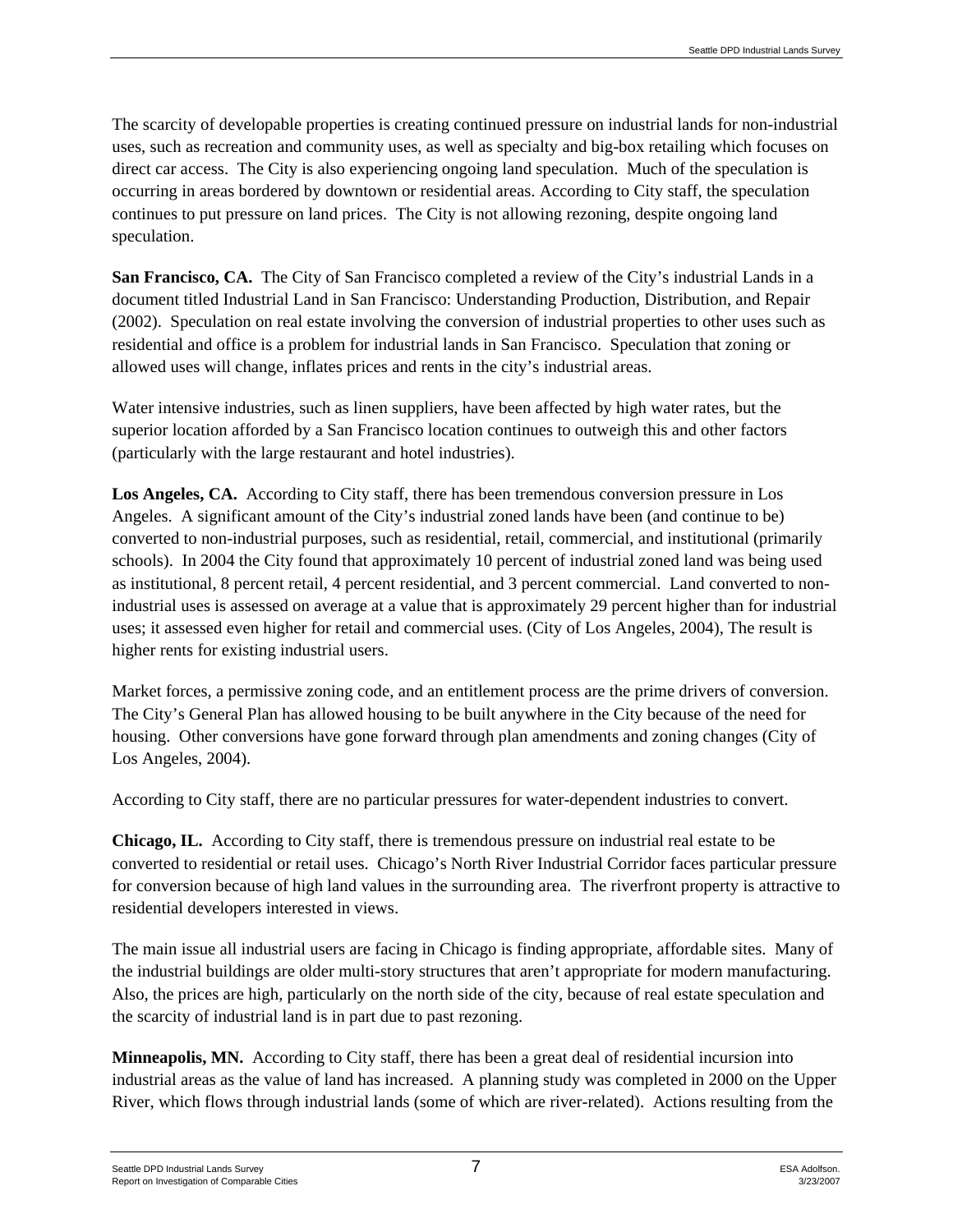The scarcity of developable properties is creating continued pressure on industrial lands for non-industrial uses, such as recreation and community uses, as well as specialty and big-box retailing which focuses on direct car access. The City is also experiencing ongoing land speculation. Much of the speculation is occurring in areas bordered by downtown or residential areas. According to City staff, the speculation continues to put pressure on land prices. The City is not allowing rezoning, despite ongoing land speculation.

**San Francisco, CA.** The City of San Francisco completed a review of the City's industrial Lands in a document titled Industrial Land in San Francisco: Understanding Production, Distribution, and Repair (2002). Speculation on real estate involving the conversion of industrial properties to other uses such as residential and office is a problem for industrial lands in San Francisco. Speculation that zoning or allowed uses will change, inflates prices and rents in the city's industrial areas.

Water intensive industries, such as linen suppliers, have been affected by high water rates, but the superior location afforded by a San Francisco location continues to outweigh this and other factors (particularly with the large restaurant and hotel industries).

**Los Angeles, CA.** According to City staff, there has been tremendous conversion pressure in Los Angeles. A significant amount of the City's industrial zoned lands have been (and continue to be) converted to non-industrial purposes, such as residential, retail, commercial, and institutional (primarily schools). In 2004 the City found that approximately 10 percent of industrial zoned land was being used as institutional, 8 percent retail, 4 percent residential, and 3 percent commercial. Land converted to non-industrial uses is assessed on average at a value that is approximately 29 percent higher than for industrial uses; it assessed even higher for retail and commercial uses. (City of Los Angeles, 2004), The result is higher rents for existing industrial users.

Market forces, a permissive zoning code, and an entitlement process are the prime drivers of conversion. The City's General Plan has allowed housing to be built anywhere in the City because of the need for housing. Other conversions have gone forward through plan amendments and zoning changes (City of Los Angeles, 2004).

According to City staff, there are no particular pressures for water-dependent industries to convert.

**Chicago, IL.** According to City staff, there is tremendous pressure on industrial real estate to be converted to residential or retail uses. Chicago's North River Industrial Corridor faces particular pressure for conversion because of high land values in the surrounding area. The riverfront property is attractive to residential developers interested in views.

The main issue all industrial users are facing in Chicago is finding appropriate, affordable sites. Many of the industrial buildings are older multi-story structures that aren't appropriate for modern manufacturing. Also, the prices are high, particularly on the north side of the city, because of real estate speculation and the scarcity of industrial land is in part due to past rezoning.

**Minneapolis, MN.** According to City staff, there has been a great deal of residential incursion into industrial areas as the value of land has increased. A planning study was completed in 2000 on the Upper River, which flows through industrial lands (some of which are river-related). Actions resulting from the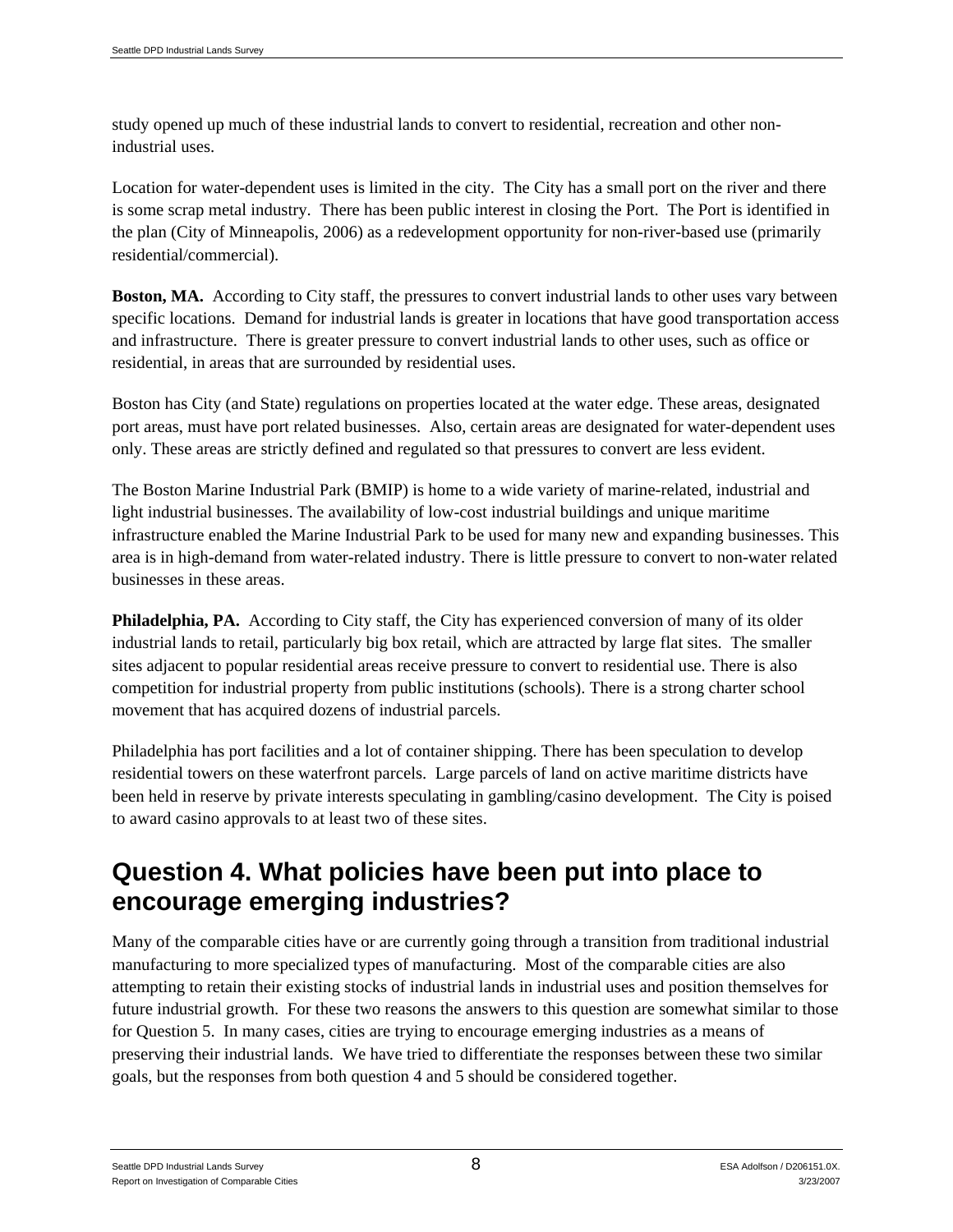study opened up much of these industrial lands to convert to residential, recreation and other non-industrial uses.

Location for water-dependent uses is limited in the city. The City has a small port on the river and there is some scrap metal industry. There has been public interest in closing the Port. The Port is identified in the plan (City of Minneapolis, 2006) as a redevelopment opportunity for non-river-based use (primarily residential/commercial).

**Boston, MA.** According to City staff, the pressures to convert industrial lands to other uses vary between specific locations. Demand for industrial lands is greater in locations that have good transportation access and infrastructure. There is greater pressure to convert industrial lands to other uses, such as office or residential, in areas that are surrounded by residential uses.

Boston has City (and State) regulations on properties located at the water edge. These areas, designated port areas, must have port related businesses. Also, certain areas are designated for water-dependent uses only. These areas are strictly defined and regulated so that pressures to convert are less evident.

The Boston Marine Industrial Park (BMIP) is home to a wide variety of marine-related, industrial and light industrial businesses. The availability of low-cost industrial buildings and unique maritime infrastructure enabled the Marine Industrial Park to be used for many new and expanding businesses. This area is in high-demand from water-related industry. There is little pressure to convert to non-water related businesses in these areas.

**Philadelphia, PA.** According to City staff, the City has experienced conversion of many of its older industrial lands to retail, particularly big box retail, which are attracted by large flat sites. The smaller sites adjacent to popular residential areas receive pressure to convert to residential use. There is also competition for industrial property from public institutions (schools). There is a strong charter school movement that has acquired dozens of industrial parcels.

Philadelphia has port facilities and a lot of container shipping. There has been speculation to develop residential towers on these waterfront parcels. Large parcels of land on active maritime districts have been held in reserve by private interests speculating in gambling/casino development. The City is poised to award casino approvals to at least two of these sites.

## Question 4. What policies have been put into place to encourage emerging industries?

Many of the comparable cities have or are currently going through a transition from traditional industrial manufacturing to more specialized types of manufacturing. Most of the comparable cities are also attempting to retain their existing stocks of industrial lands in industrial uses and position themselves for future industrial growth. For these two reasons the answers to this question are somewhat similar to those for Question 5. In many cases, cities are trying to encourage emerging industries as a means of preserving their industrial lands. We have tried to differentiate the responses between these two similar goals, but the responses from both question 4 and 5 should be considered together.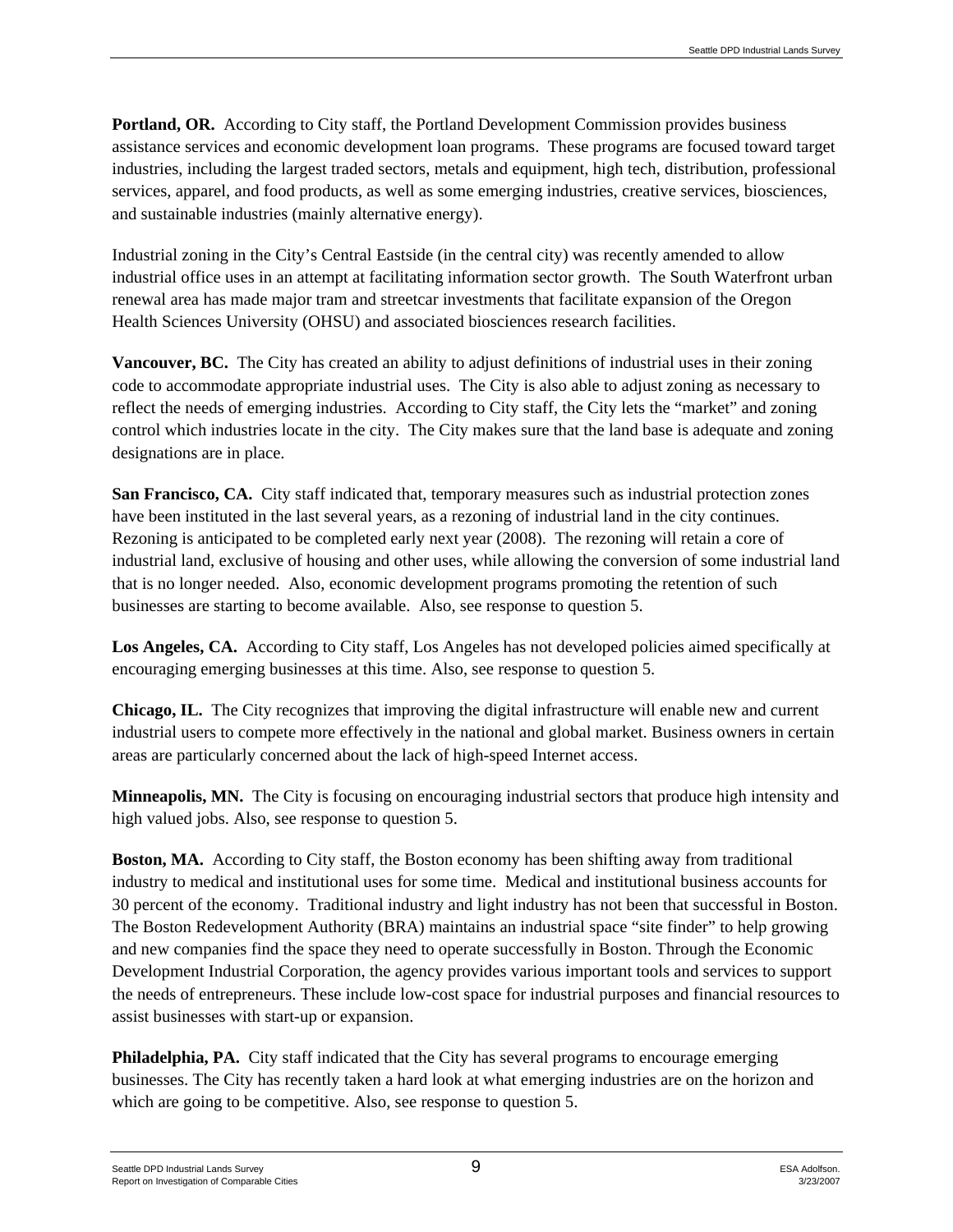**Portland, OR.** According to City staff, the Portland Development Commission provides business assistance services and economic development loan programs. These programs are focused toward target industries, including the largest traded sectors, metals and equipment, high tech, distribution, professional services, apparel, and food products, as well as some emerging industries, creative services, biosciences, and sustainable industries (mainly alternative energy).

Industrial zoning in the City's Central Eastside (in the central city) was recently amended to allow industrial office uses in an attempt at facilitating information sector growth. The South Waterfront urban renewal area has made major tram and streetcar investments that facilitate expansion of the Oregon Health Sciences University (OHSU) and associated biosciences research facilities.

**Vancouver, BC.** The City has created an ability to adjust definitions of industrial uses in their zoning code to accommodate appropriate industrial uses. The City is also able to adjust zoning as necessary to reflect the needs of emerging industries. According to City staff, the City lets the "market" and zoning control which industries locate in the city. The City makes sure that the land base is adequate and zoning designations are in place.

**San Francisco, CA.** City staff indicated that, temporary measures such as industrial protection zones have been instituted in the last several years, as a rezoning of industrial land in the city continues. Rezoning is anticipated to be completed early next year (2008). The rezoning will retain a core of industrial land, exclusive of housing and other uses, while allowing the conversion of some industrial land that is no longer needed. Also, economic development programs promoting the retention of such businesses are starting to become available. Also, see response to question 5.

**Los Angeles, CA.** According to City staff, Los Angeles has not developed policies aimed specifically at encouraging emerging businesses at this time. Also, see response to question 5.

**Chicago, IL.** The City recognizes that improving the digital infrastructure will enable new and current industrial users to compete more effectively in the national and global market. Business owners in certain areas are particularly concerned about the lack of high-speed Internet access.

**Minneapolis, MN.** The City is focusing on encouraging industrial sectors that produce high intensity and high valued jobs. Also, see response to question 5.

**Boston, MA.** According to City staff, the Boston economy has been shifting away from traditional industry to medical and institutional uses for some time. Medical and institutional business accounts for 30 percent of the economy. Traditional industry and light industry has not been that successful in Boston. The Boston Redevelopment Authority (BRA) maintains an industrial space "site finder" to help growing and new companies find the space they need to operate successfully in Boston. Through the Economic Development Industrial Corporation, the agency provides various important tools and services to support the needs of entrepreneurs. These include low-cost space for industrial purposes and financial resources to assist businesses with start-up or expansion.

**Philadelphia, PA.** City staff indicated that the City has several programs to encourage emerging businesses. The City has recently taken a hard look at what emerging industries are on the horizon and which are going to be competitive. Also, see response to question 5.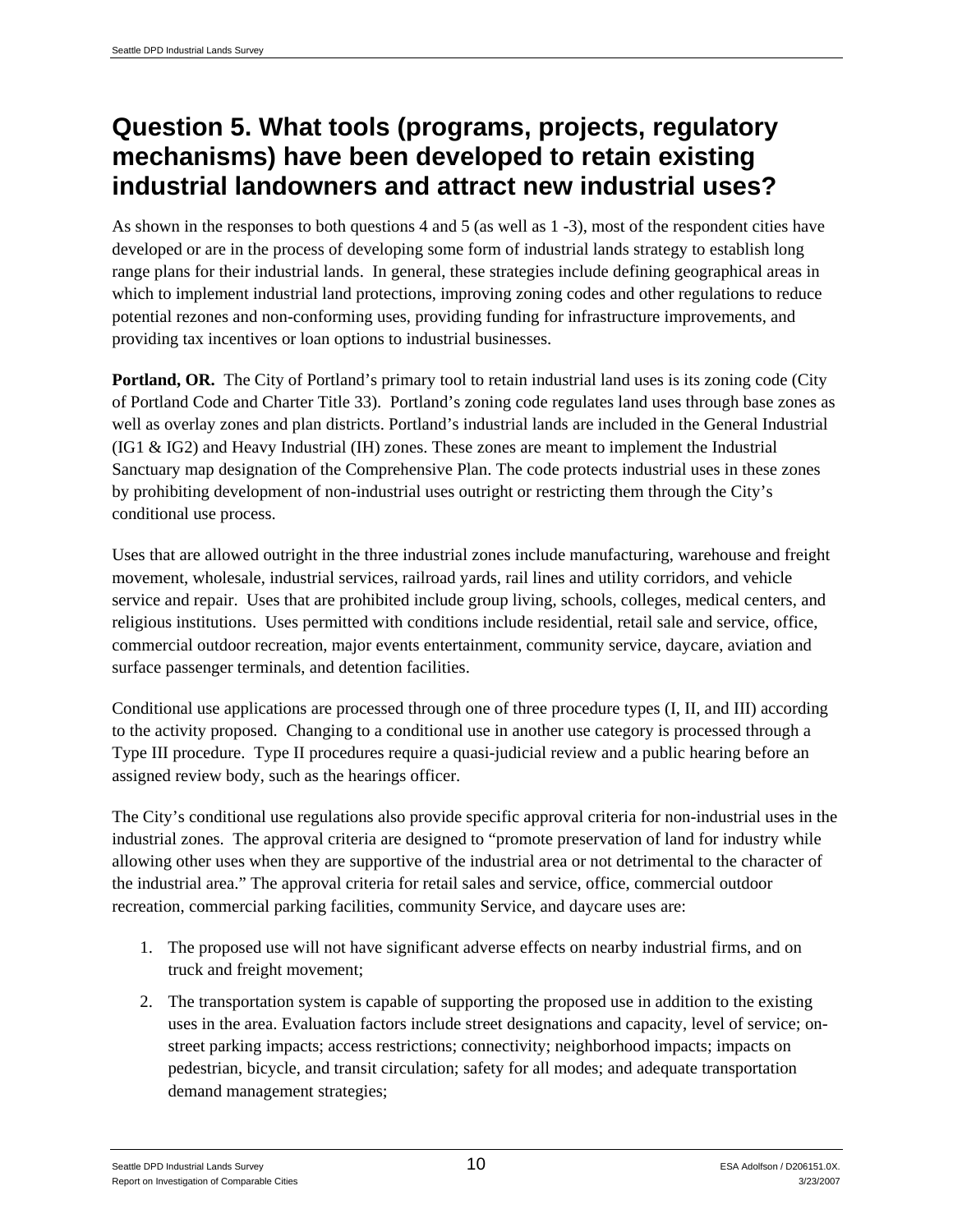## Question 5. What tools (programs, projects, regulatory mechanisms) have been developed to retain existing industrial landowners and attract new industrial uses?

As shown in the responses to both questions 4 and 5 (as well as 1 -3), most of the respondent cities have developed or are in the process of developing some form of industrial lands strategy to establish long range plans for their industrial lands. In general, these strategies include defining geographical areas in which to implement industrial land protections, improving zoning codes and other regulations to reduce potential rezones and non-conforming uses, providing funding for infrastructure improvements, and providing tax incentives or loan options to industrial businesses.

**Portland, OR.** The City of Portland's primary tool to retain industrial land uses is its zoning code (City of Portland Code and Charter Title 33). Portland's zoning code regulates land uses through base zones as well as overlay zones and plan districts. Portland's industrial lands are included in the General Industrial (IG1 & IG2) and Heavy Industrial (IH) zones. These zones are meant to implement the Industrial Sanctuary map designation of the Comprehensive Plan. The code protects industrial uses in these zones by prohibiting development of non-industrial uses outright or restricting them through the City's conditional use process.

Uses that are allowed outright in the three industrial zones include manufacturing, warehouse and freight movement, wholesale, industrial services, railroad yards, rail lines and utility corridors, and vehicle service and repair. Uses that are prohibited include group living, schools, colleges, medical centers, and religious institutions. Uses permitted with conditions include residential, retail sale and service, office, commercial outdoor recreation, major events entertainment, community service, daycare, aviation and surface passenger terminals, and detention facilities.

Conditional use applications are processed through one of three procedure types (I, II, and III) according to the activity proposed. Changing to a conditional use in another use category is processed through a Type III procedure. Type II procedures require a quasi-judicial review and a public hearing before an assigned review body, such as the hearings officer.

The City's conditional use regulations also provide specific approval criteria for non-industrial uses in the industrial zones. The approval criteria are designed to "promote preservation of land for industry while allowing other uses when they are supportive of the industrial area or not detrimental to the character of the industrial area." The approval criteria for retail sales and service, office, commercial outdoor recreation, commercial parking facilities, community Service, and daycare uses are:

1. The proposed use will not have significant adverse effects on nearby industrial firms, and on truck and freight movement;
2. The transportation system is capable of supporting the proposed use in addition to the existing uses in the area. Evaluation factors include street designations and capacity, level of service; on-street parking impacts; access restrictions; connectivity; neighborhood impacts; impacts on pedestrian, bicycle, and transit circulation; safety for all modes; and adequate transportation demand management strategies;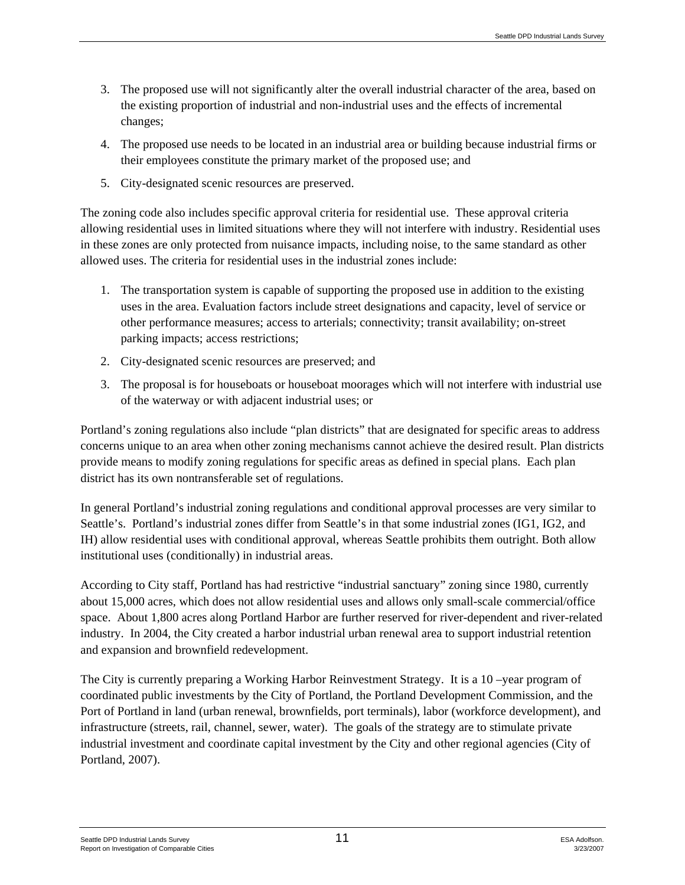3. The proposed use will not significantly alter the overall industrial character of the area, based on the existing proportion of industrial and non-industrial uses and the effects of incremental changes;
4. The proposed use needs to be located in an industrial area or building because industrial firms or their employees constitute the primary market of the proposed use; and
5. City-designated scenic resources are preserved.

The zoning code also includes specific approval criteria for residential use. These approval criteria allowing residential uses in limited situations where they will not interfere with industry. Residential uses in these zones are only protected from nuisance impacts, including noise, to the same standard as other allowed uses. The criteria for residential uses in the industrial zones include:

1. The transportation system is capable of supporting the proposed use in addition to the existing uses in the area. Evaluation factors include street designations and capacity, level of service or other performance measures; access to arterials; connectivity; transit availability; on-street parking impacts; access restrictions;
2. City-designated scenic resources are preserved; and
3. The proposal is for houseboats or houseboat moorages which will not interfere with industrial use of the waterway or with adjacent industrial uses; or

Portland's zoning regulations also include "plan districts" that are designated for specific areas to address concerns unique to an area when other zoning mechanisms cannot achieve the desired result. Plan districts provide means to modify zoning regulations for specific areas as defined in special plans. Each plan district has its own nontransferable set of regulations.

In general Portland's industrial zoning regulations and conditional approval processes are very similar to Seattle's. Portland's industrial zones differ from Seattle's in that some industrial zones (IG1, IG2, and IH) allow residential uses with conditional approval, whereas Seattle prohibits them outright. Both allow institutional uses (conditionally) in industrial areas.

According to City staff, Portland has had restrictive "industrial sanctuary" zoning since 1980, currently about 15,000 acres, which does not allow residential uses and allows only small-scale commercial/office space. About 1,800 acres along Portland Harbor are further reserved for river-dependent and river-related industry. In 2004, the City created a harbor industrial urban renewal area to support industrial retention and expansion and brownfield redevelopment.

The City is currently preparing a Working Harbor Reinvestment Strategy. It is a 10 –year program of coordinated public investments by the City of Portland, the Portland Development Commission, and the Port of Portland in land (urban renewal, brownfields, port terminals), labor (workforce development), and infrastructure (streets, rail, channel, sewer, water). The goals of the strategy are to stimulate private industrial investment and coordinate capital investment by the City and other regional agencies (City of Portland, 2007).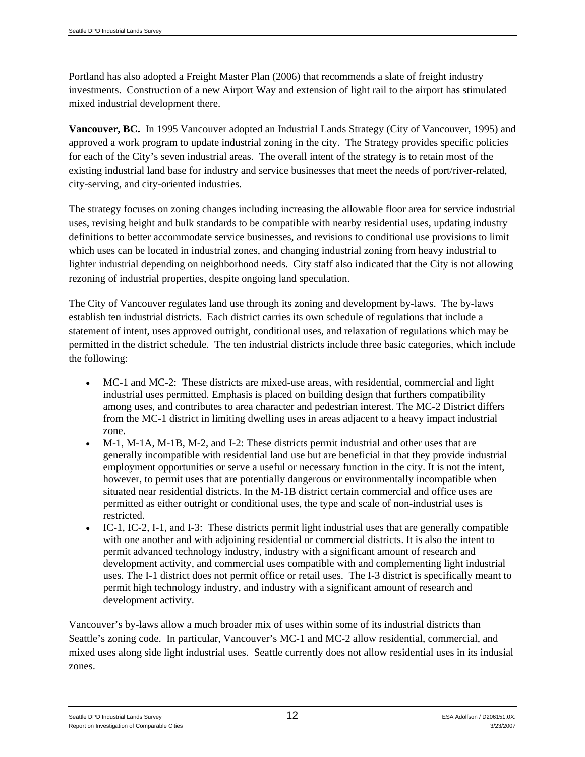Portland has also adopted a Freight Master Plan (2006) that recommends a slate of freight industry investments. Construction of a new Airport Way and extension of light rail to the airport has stimulated mixed industrial development there.

**Vancouver, BC.** In 1995 Vancouver adopted an Industrial Lands Strategy (City of Vancouver, 1995) and approved a work program to update industrial zoning in the city. The Strategy provides specific policies for each of the City's seven industrial areas. The overall intent of the strategy is to retain most of the existing industrial land base for industry and service businesses that meet the needs of port/river-related, city-serving, and city-oriented industries.

The strategy focuses on zoning changes including increasing the allowable floor area for service industrial uses, revising height and bulk standards to be compatible with nearby residential uses, updating industry definitions to better accommodate service businesses, and revisions to conditional use provisions to limit which uses can be located in industrial zones, and changing industrial zoning from heavy industrial to lighter industrial depending on neighborhood needs. City staff also indicated that the City is not allowing rezoning of industrial properties, despite ongoing land speculation.

The City of Vancouver regulates land use through its zoning and development by-laws. The by-laws establish ten industrial districts. Each district carries its own schedule of regulations that include a statement of intent, uses approved outright, conditional uses, and relaxation of regulations which may be permitted in the district schedule. The ten industrial districts include three basic categories, which include the following:

- MC-1 and MC-2: These districts are mixed-use areas, with residential, commercial and light industrial uses permitted. Emphasis is placed on building design that furthers compatibility among uses, and contributes to area character and pedestrian interest. The MC-2 District differs from the MC-1 district in limiting dwelling uses in areas adjacent to a heavy impact industrial zone.
- M-1, M-1A, M-1B, M-2, and I-2: These districts permit industrial and other uses that are generally incompatible with residential land use but are beneficial in that they provide industrial employment opportunities or serve a useful or necessary function in the city. It is not the intent, however, to permit uses that are potentially dangerous or environmentally incompatible when situated near residential districts. In the M-1B district certain commercial and office uses are permitted as either outright or conditional uses, the type and scale of non-industrial uses is restricted.
- IC-1, IC-2, I-1, and I-3: These districts permit light industrial uses that are generally compatible with one another and with adjoining residential or commercial districts. It is also the intent to permit advanced technology industry, industry with a significant amount of research and development activity, and commercial uses compatible with and complementing light industrial uses. The I-1 district does not permit office or retail uses. The I-3 district is specifically meant to permit high technology industry, and industry with a significant amount of research and development activity.

Vancouver's by-laws allow a much broader mix of uses within some of its industrial districts than Seattle's zoning code. In particular, Vancouver's MC-1 and MC-2 allow residential, commercial, and mixed uses along side light industrial uses. Seattle currently does not allow residential uses in its indusial zones.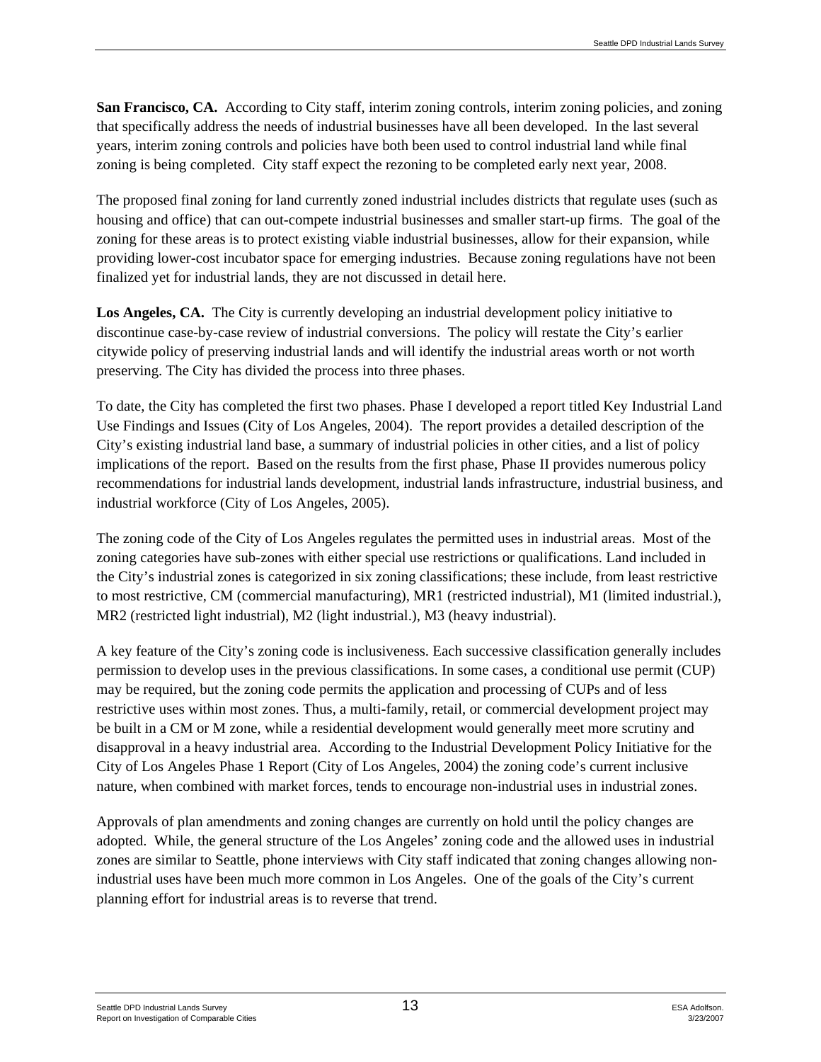**San Francisco, CA.** According to City staff, interim zoning controls, interim zoning policies, and zoning that specifically address the needs of industrial businesses have all been developed. In the last several years, interim zoning controls and policies have both been used to control industrial land while final zoning is being completed. City staff expect the rezoning to be completed early next year, 2008.

The proposed final zoning for land currently zoned industrial includes districts that regulate uses (such as housing and office) that can out-compete industrial businesses and smaller start-up firms. The goal of the zoning for these areas is to protect existing viable industrial businesses, allow for their expansion, while providing lower-cost incubator space for emerging industries. Because zoning regulations have not been finalized yet for industrial lands, they are not discussed in detail here.

**Los Angeles, CA.** The City is currently developing an industrial development policy initiative to discontinue case-by-case review of industrial conversions. The policy will restate the City's earlier citywide policy of preserving industrial lands and will identify the industrial areas worth or not worth preserving. The City has divided the process into three phases.

To date, the City has completed the first two phases. Phase I developed a report titled Key Industrial Land Use Findings and Issues (City of Los Angeles, 2004). The report provides a detailed description of the City's existing industrial land base, a summary of industrial policies in other cities, and a list of policy implications of the report. Based on the results from the first phase, Phase II provides numerous policy recommendations for industrial lands development, industrial lands infrastructure, industrial business, and industrial workforce (City of Los Angeles, 2005).

The zoning code of the City of Los Angeles regulates the permitted uses in industrial areas. Most of the zoning categories have sub-zones with either special use restrictions or qualifications. Land included in the City's industrial zones is categorized in six zoning classifications; these include, from least restrictive to most restrictive, CM (commercial manufacturing), MR1 (restricted industrial), M1 (limited industrial.), MR2 (restricted light industrial), M2 (light industrial.), M3 (heavy industrial).

A key feature of the City's zoning code is inclusiveness. Each successive classification generally includes permission to develop uses in the previous classifications. In some cases, a conditional use permit (CUP) may be required, but the zoning code permits the application and processing of CUPs and of less restrictive uses within most zones. Thus, a multi-family, retail, or commercial development project may be built in a CM or M zone, while a residential development would generally meet more scrutiny and disapproval in a heavy industrial area. According to the Industrial Development Policy Initiative for the City of Los Angeles Phase 1 Report (City of Los Angeles, 2004) the zoning code's current inclusive nature, when combined with market forces, tends to encourage non-industrial uses in industrial zones.

Approvals of plan amendments and zoning changes are currently on hold until the policy changes are adopted. While, the general structure of the Los Angeles' zoning code and the allowed uses in industrial zones are similar to Seattle, phone interviews with City staff indicated that zoning changes allowing non-industrial uses have been much more common in Los Angeles. One of the goals of the City's current planning effort for industrial areas is to reverse that trend.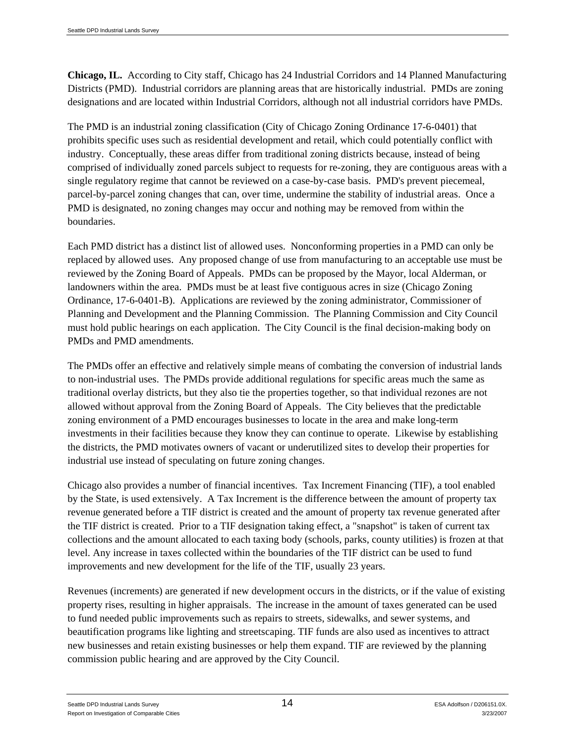**Chicago, IL.** According to City staff, Chicago has 24 Industrial Corridors and 14 Planned Manufacturing Districts (PMD). Industrial corridors are planning areas that are historically industrial. PMDs are zoning designations and are located within Industrial Corridors, although not all industrial corridors have PMDs.

The PMD is an industrial zoning classification (City of Chicago Zoning Ordinance 17-6-0401) that prohibits specific uses such as residential development and retail, which could potentially conflict with industry. Conceptually, these areas differ from traditional zoning districts because, instead of being comprised of individually zoned parcels subject to requests for re-zoning, they are contiguous areas with a single regulatory regime that cannot be reviewed on a case-by-case basis. PMD's prevent piecemeal, parcel-by-parcel zoning changes that can, over time, undermine the stability of industrial areas. Once a PMD is designated, no zoning changes may occur and nothing may be removed from within the boundaries.

Each PMD district has a distinct list of allowed uses. Nonconforming properties in a PMD can only be replaced by allowed uses. Any proposed change of use from manufacturing to an acceptable use must be reviewed by the Zoning Board of Appeals. PMDs can be proposed by the Mayor, local Alderman, or landowners within the area. PMDs must be at least five contiguous acres in size (Chicago Zoning Ordinance, 17-6-0401-B). Applications are reviewed by the zoning administrator, Commissioner of Planning and Development and the Planning Commission. The Planning Commission and City Council must hold public hearings on each application. The City Council is the final decision-making body on PMDs and PMD amendments.

The PMDs offer an effective and relatively simple means of combating the conversion of industrial lands to non-industrial uses. The PMDs provide additional regulations for specific areas much the same as traditional overlay districts, but they also tie the properties together, so that individual rezones are not allowed without approval from the Zoning Board of Appeals. The City believes that the predictable zoning environment of a PMD encourages businesses to locate in the area and make long-term investments in their facilities because they know they can continue to operate. Likewise by establishing the districts, the PMD motivates owners of vacant or underutilized sites to develop their properties for industrial use instead of speculating on future zoning changes.

Chicago also provides a number of financial incentives. Tax Increment Financing (TIF), a tool enabled by the State, is used extensively. A Tax Increment is the difference between the amount of property tax revenue generated before a TIF district is created and the amount of property tax revenue generated after the TIF district is created. Prior to a TIF designation taking effect, a "snapshot" is taken of current tax collections and the amount allocated to each taxing body (schools, parks, county utilities) is frozen at that level. Any increase in taxes collected within the boundaries of the TIF district can be used to fund improvements and new development for the life of the TIF, usually 23 years.

Revenues (increments) are generated if new development occurs in the districts, or if the value of existing property rises, resulting in higher appraisals. The increase in the amount of taxes generated can be used to fund needed public improvements such as repairs to streets, sidewalks, and sewer systems, and beautification programs like lighting and streetscaping. TIF funds are also used as incentives to attract new businesses and retain existing businesses or help them expand. TIF are reviewed by the planning commission public hearing and are approved by the City Council.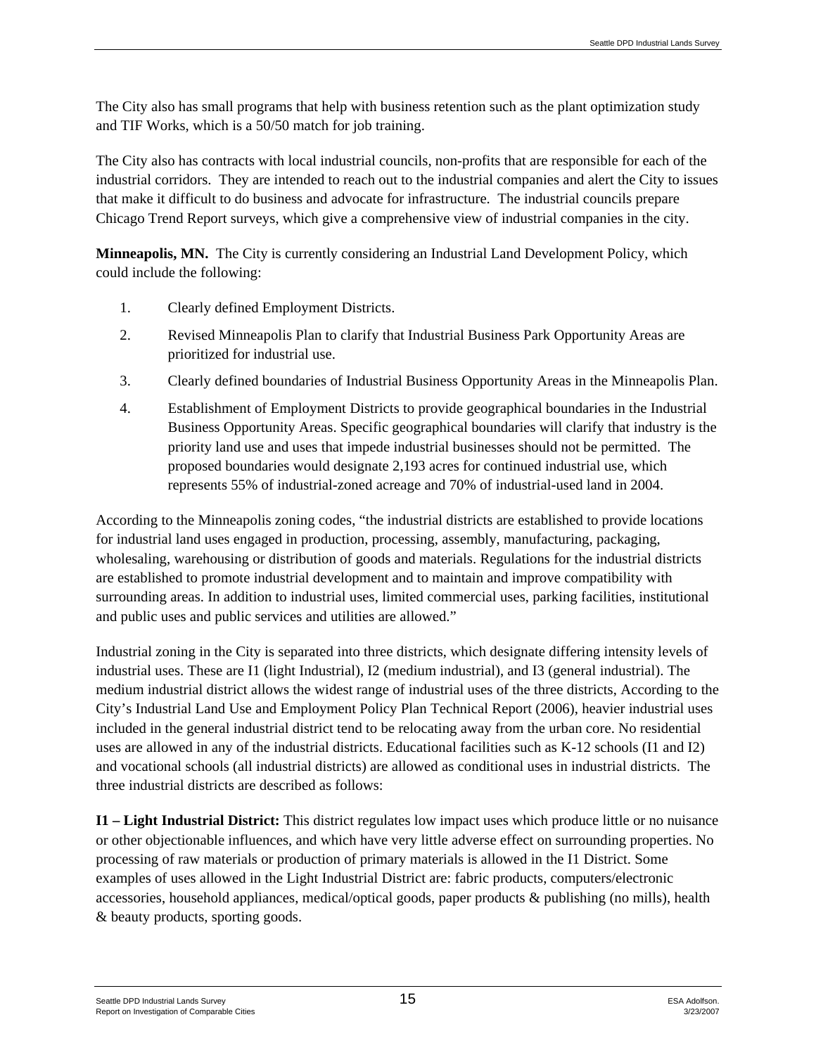The City also has small programs that help with business retention such as the plant optimization study and TIF Works, which is a 50/50 match for job training.

The City also has contracts with local industrial councils, non-profits that are responsible for each of the industrial corridors. They are intended to reach out to the industrial companies and alert the City to issues that make it difficult to do business and advocate for infrastructure. The industrial councils prepare Chicago Trend Report surveys, which give a comprehensive view of industrial companies in the city.

**Minneapolis, MN.** The City is currently considering an Industrial Land Development Policy, which could include the following:

1. Clearly defined Employment Districts.
2. Revised Minneapolis Plan to clarify that Industrial Business Park Opportunity Areas are prioritized for industrial use.
3. Clearly defined boundaries of Industrial Business Opportunity Areas in the Minneapolis Plan.
4. Establishment of Employment Districts to provide geographical boundaries in the Industrial Business Opportunity Areas. Specific geographical boundaries will clarify that industry is the priority land use and uses that impede industrial businesses should not be permitted. The proposed boundaries would designate 2,193 acres for continued industrial use, which represents 55% of industrial-zoned acreage and 70% of industrial-used land in 2004.

According to the Minneapolis zoning codes, "the industrial districts are established to provide locations for industrial land uses engaged in production, processing, assembly, manufacturing, packaging, wholesaling, warehousing or distribution of goods and materials. Regulations for the industrial districts are established to promote industrial development and to maintain and improve compatibility with surrounding areas. In addition to industrial uses, limited commercial uses, parking facilities, institutional and public uses and public services and utilities are allowed."

Industrial zoning in the City is separated into three districts, which designate differing intensity levels of industrial uses. These are I1 (light Industrial), I2 (medium industrial), and I3 (general industrial). The medium industrial district allows the widest range of industrial uses of the three districts, According to the City's Industrial Land Use and Employment Policy Plan Technical Report (2006), heavier industrial uses included in the general industrial district tend to be relocating away from the urban core. No residential uses are allowed in any of the industrial districts. Educational facilities such as K-12 schools (I1 and I2) and vocational schools (all industrial districts) are allowed as conditional uses in industrial districts. The three industrial districts are described as follows:

**I1 – Light Industrial District:** This district regulates low impact uses which produce little or no nuisance or other objectionable influences, and which have very little adverse effect on surrounding properties. No processing of raw materials or production of primary materials is allowed in the I1 District. Some examples of uses allowed in the Light Industrial District are: fabric products, computers/electronic accessories, household appliances, medical/optical goods, paper products & publishing (no mills), health & beauty products, sporting goods.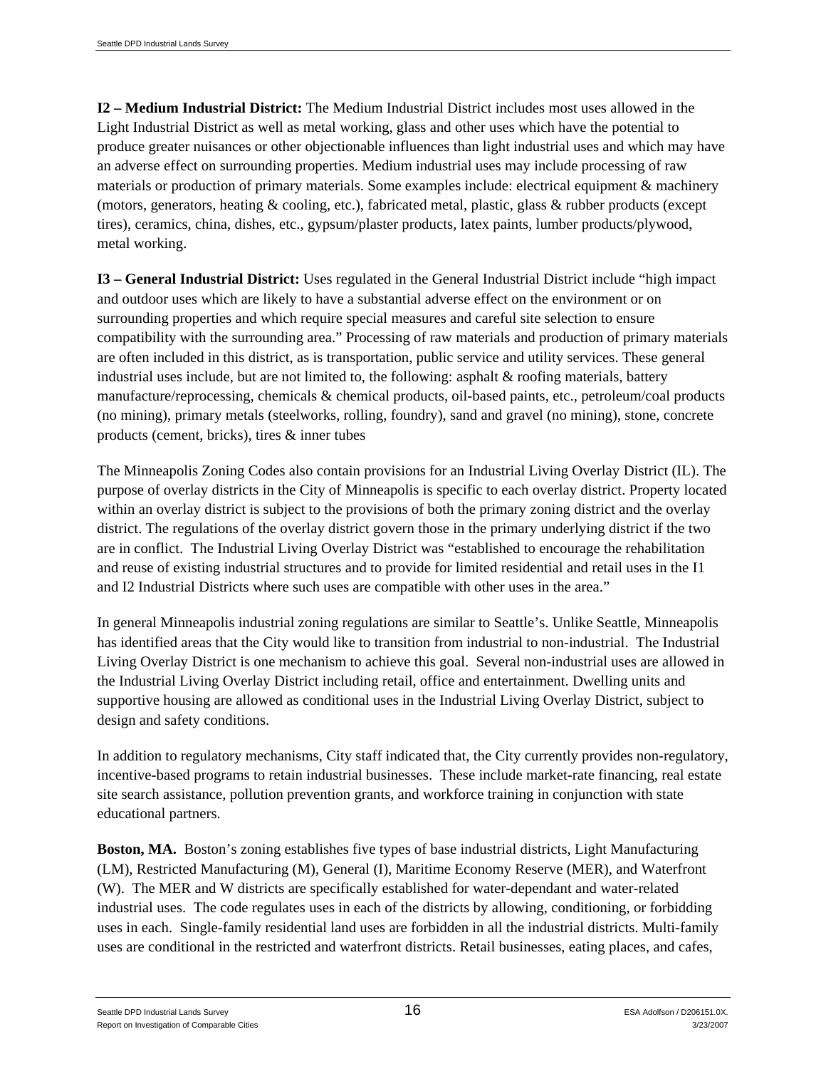**I2 – Medium Industrial District:** The Medium Industrial District includes most uses allowed in the Light Industrial District as well as metal working, glass and other uses which have the potential to produce greater nuisances or other objectionable influences than light industrial uses and which may have an adverse effect on surrounding properties. Medium industrial uses may include processing of raw materials or production of primary materials. Some examples include: electrical equipment & machinery (motors, generators, heating & cooling, etc.), fabricated metal, plastic, glass & rubber products (except tires), ceramics, china, dishes, etc., gypsum/plaster products, latex paints, lumber products/plywood, metal working.

**I3 – General Industrial District:** Uses regulated in the General Industrial District include "high impact and outdoor uses which are likely to have a substantial adverse effect on the environment or on surrounding properties and which require special measures and careful site selection to ensure compatibility with the surrounding area." Processing of raw materials and production of primary materials are often included in this district, as is transportation, public service and utility services. These general industrial uses include, but are not limited to, the following: asphalt & roofing materials, battery manufacture/reprocessing, chemicals & chemical products, oil-based paints, etc., petroleum/coal products (no mining), primary metals (steelworks, rolling, foundry), sand and gravel (no mining), stone, concrete products (cement, bricks), tires & inner tubes

The Minneapolis Zoning Codes also contain provisions for an Industrial Living Overlay District (IL). The purpose of overlay districts in the City of Minneapolis is specific to each overlay district. Property located within an overlay district is subject to the provisions of both the primary zoning district and the overlay district. The regulations of the overlay district govern those in the primary underlying district if the two are in conflict. The Industrial Living Overlay District was "established to encourage the rehabilitation and reuse of existing industrial structures and to provide for limited residential and retail uses in the I1 and I2 Industrial Districts where such uses are compatible with other uses in the area."

In general Minneapolis industrial zoning regulations are similar to Seattle's. Unlike Seattle, Minneapolis has identified areas that the City would like to transition from industrial to non-industrial. The Industrial Living Overlay District is one mechanism to achieve this goal. Several non-industrial uses are allowed in the Industrial Living Overlay District including retail, office and entertainment. Dwelling units and supportive housing are allowed as conditional uses in the Industrial Living Overlay District, subject to design and safety conditions.

In addition to regulatory mechanisms, City staff indicated that, the City currently provides non-regulatory, incentive-based programs to retain industrial businesses. These include market-rate financing, real estate site search assistance, pollution prevention grants, and workforce training in conjunction with state educational partners.

**Boston, MA.** Boston's zoning establishes five types of base industrial districts, Light Manufacturing (LM), Restricted Manufacturing (M), General (I), Maritime Economy Reserve (MER), and Waterfront (W). The MER and W districts are specifically established for water-dependant and water-related industrial uses. The code regulates uses in each of the districts by allowing, conditioning, or forbidding uses in each. Single-family residential land uses are forbidden in all the industrial districts. Multi-family uses are conditional in the restricted and waterfront districts. Retail businesses, eating places, and cafes,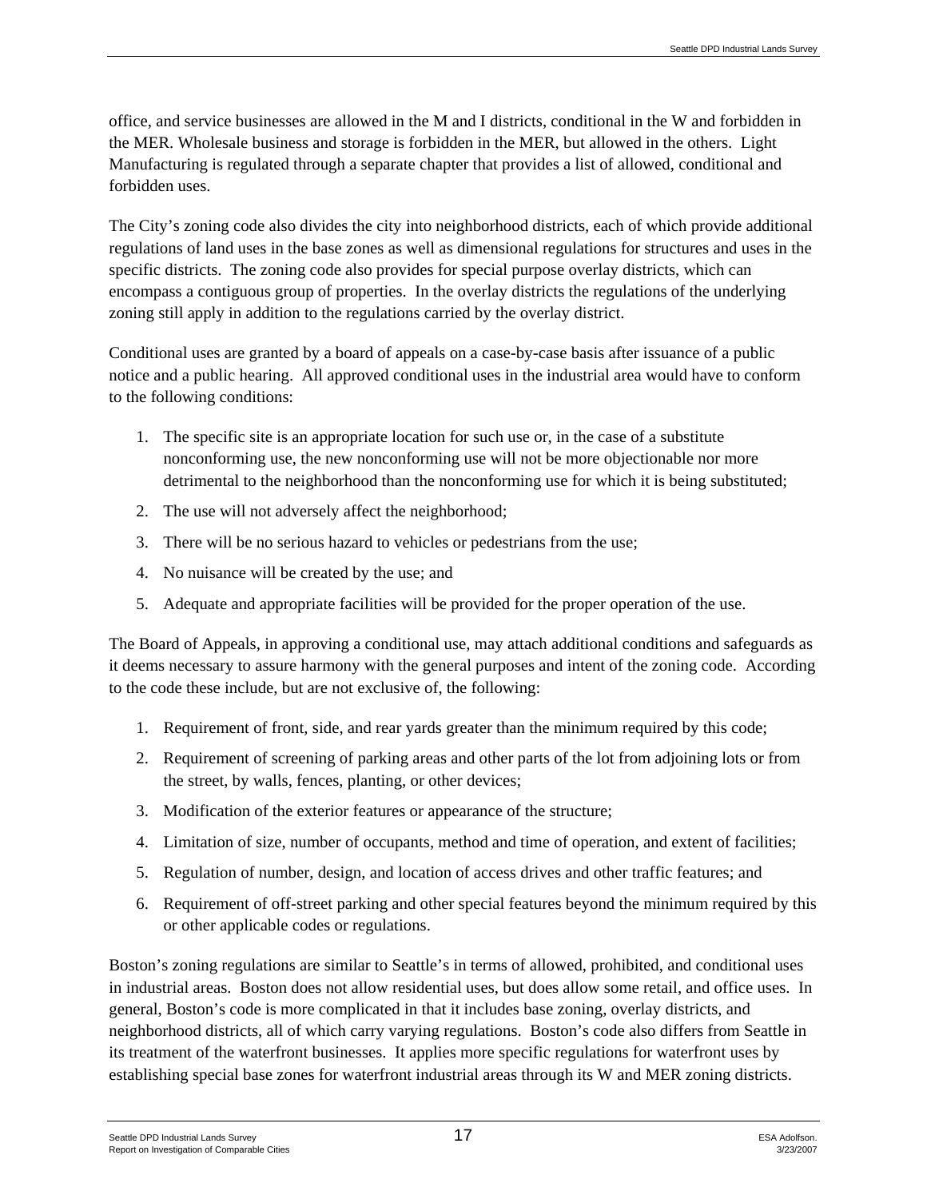office, and service businesses are allowed in the M and I districts, conditional in the W and forbidden in the MER. Wholesale business and storage is forbidden in the MER, but allowed in the others. Light Manufacturing is regulated through a separate chapter that provides a list of allowed, conditional and forbidden uses.

The City's zoning code also divides the city into neighborhood districts, each of which provide additional regulations of land uses in the base zones as well as dimensional regulations for structures and uses in the specific districts. The zoning code also provides for special purpose overlay districts, which can encompass a contiguous group of properties. In the overlay districts the regulations of the underlying zoning still apply in addition to the regulations carried by the overlay district.

Conditional uses are granted by a board of appeals on a case-by-case basis after issuance of a public notice and a public hearing. All approved conditional uses in the industrial area would have to conform to the following conditions:

1. The specific site is an appropriate location for such use or, in the case of a substitute nonconforming use, the new nonconforming use will not be more objectionable nor more detrimental to the neighborhood than the nonconforming use for which it is being substituted;
2. The use will not adversely affect the neighborhood;
3. There will be no serious hazard to vehicles or pedestrians from the use;
4. No nuisance will be created by the use; and
5. Adequate and appropriate facilities will be provided for the proper operation of the use.

The Board of Appeals, in approving a conditional use, may attach additional conditions and safeguards as it deems necessary to assure harmony with the general purposes and intent of the zoning code. According to the code these include, but are not exclusive of, the following:

1. Requirement of front, side, and rear yards greater than the minimum required by this code;
2. Requirement of screening of parking areas and other parts of the lot from adjoining lots or from the street, by walls, fences, planting, or other devices;
3. Modification of the exterior features or appearance of the structure;
4. Limitation of size, number of occupants, method and time of operation, and extent of facilities;
5. Regulation of number, design, and location of access drives and other traffic features; and
6. Requirement of off-street parking and other special features beyond the minimum required by this or other applicable codes or regulations.

Boston's zoning regulations are similar to Seattle's in terms of allowed, prohibited, and conditional uses in industrial areas. Boston does not allow residential uses, but does allow some retail, and office uses. In general, Boston's code is more complicated in that it includes base zoning, overlay districts, and neighborhood districts, all of which carry varying regulations. Boston's code also differs from Seattle in its treatment of the waterfront businesses. It applies more specific regulations for waterfront uses by establishing special base zones for waterfront industrial areas through its W and MER zoning districts.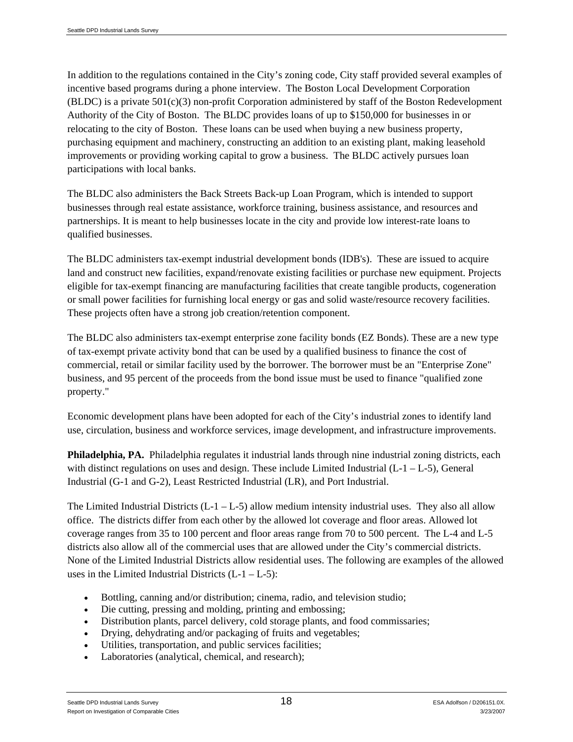In addition to the regulations contained in the City's zoning code, City staff provided several examples of incentive based programs during a phone interview. The Boston Local Development Corporation (BLDC) is a private 501(c)(3) non-profit Corporation administered by staff of the Boston Redevelopment Authority of the City of Boston. The BLDC provides loans of up to $150,000 for businesses in or relocating to the city of Boston. These loans can be used when buying a new business property, purchasing equipment and machinery, constructing an addition to an existing plant, making leasehold improvements or providing working capital to grow a business. The BLDC actively pursues loan participations with local banks.

The BLDC also administers the Back Streets Back-up Loan Program, which is intended to support businesses through real estate assistance, workforce training, business assistance, and resources and partnerships. It is meant to help businesses locate in the city and provide low interest-rate loans to qualified businesses.

The BLDC administers tax-exempt industrial development bonds (IDB's). These are issued to acquire land and construct new facilities, expand/renovate existing facilities or purchase new equipment. Projects eligible for tax-exempt financing are manufacturing facilities that create tangible products, cogeneration or small power facilities for furnishing local energy or gas and solid waste/resource recovery facilities. These projects often have a strong job creation/retention component.

The BLDC also administers tax-exempt enterprise zone facility bonds (EZ Bonds). These are a new type of tax-exempt private activity bond that can be used by a qualified business to finance the cost of commercial, retail or similar facility used by the borrower. The borrower must be an "Enterprise Zone" business, and 95 percent of the proceeds from the bond issue must be used to finance "qualified zone property."

Economic development plans have been adopted for each of the City's industrial zones to identify land use, circulation, business and workforce services, image development, and infrastructure improvements.

**Philadelphia, PA.** Philadelphia regulates it industrial lands through nine industrial zoning districts, each with distinct regulations on uses and design. These include Limited Industrial (L-1 – L-5), General Industrial (G-1 and G-2), Least Restricted Industrial (LR), and Port Industrial.

The Limited Industrial Districts (L-1 – L-5) allow medium intensity industrial uses. They also all allow office. The districts differ from each other by the allowed lot coverage and floor areas. Allowed lot coverage ranges from 35 to 100 percent and floor areas range from 70 to 500 percent. The L-4 and L-5 districts also allow all of the commercial uses that are allowed under the City's commercial districts. None of the Limited Industrial Districts allow residential uses. The following are examples of the allowed uses in the Limited Industrial Districts (L-1 – L-5):

- Bottling, canning and/or distribution; cinema, radio, and television studio;
- Die cutting, pressing and molding, printing and embossing;
- Distribution plants, parcel delivery, cold storage plants, and food commissaries;
- Drying, dehydrating and/or packaging of fruits and vegetables;
- Utilities, transportation, and public services facilities;
- Laboratories (analytical, chemical, and research);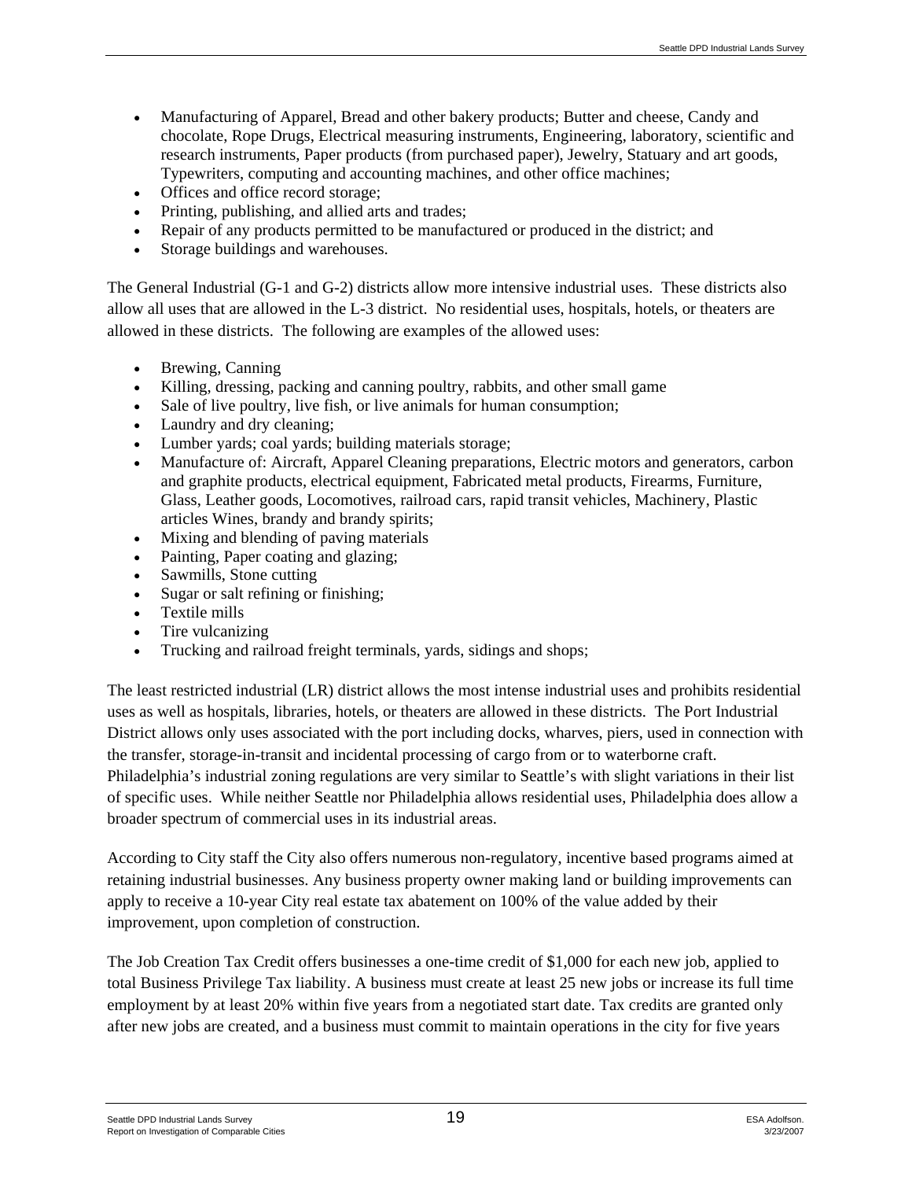- Manufacturing of Apparel, Bread and other bakery products; Butter and cheese, Candy and chocolate, Rope Drugs, Electrical measuring instruments, Engineering, laboratory, scientific and research instruments, Paper products (from purchased paper), Jewelry, Statuary and art goods, Typewriters, computing and accounting machines, and other office machines;
- Offices and office record storage;
- Printing, publishing, and allied arts and trades;
- Repair of any products permitted to be manufactured or produced in the district; and
- Storage buildings and warehouses.

The General Industrial (G-1 and G-2) districts allow more intensive industrial uses. These districts also allow all uses that are allowed in the L-3 district. No residential uses, hospitals, hotels, or theaters are allowed in these districts. The following are examples of the allowed uses:

- Brewing, Canning
- Killing, dressing, packing and canning poultry, rabbits, and other small game
- Sale of live poultry, live fish, or live animals for human consumption;
- Laundry and dry cleaning;
- Lumber yards; coal yards; building materials storage;
- Manufacture of: Aircraft, Apparel Cleaning preparations, Electric motors and generators, carbon and graphite products, electrical equipment, Fabricated metal products, Firearms, Furniture, Glass, Leather goods, Locomotives, railroad cars, rapid transit vehicles, Machinery, Plastic articles Wines, brandy and brandy spirits;
- Mixing and blending of paving materials
- Painting, Paper coating and glazing;
- Sawmills, Stone cutting
- Sugar or salt refining or finishing;
- Textile mills
- Tire vulcanizing
- Trucking and railroad freight terminals, yards, sidings and shops;

The least restricted industrial (LR) district allows the most intense industrial uses and prohibits residential uses as well as hospitals, libraries, hotels, or theaters are allowed in these districts. The Port Industrial District allows only uses associated with the port including docks, wharves, piers, used in connection with the transfer, storage-in-transit and incidental processing of cargo from or to waterborne craft. Philadelphia's industrial zoning regulations are very similar to Seattle's with slight variations in their list of specific uses. While neither Seattle nor Philadelphia allows residential uses, Philadelphia does allow a broader spectrum of commercial uses in its industrial areas.

According to City staff the City also offers numerous non-regulatory, incentive based programs aimed at retaining industrial businesses. Any business property owner making land or building improvements can apply to receive a 10-year City real estate tax abatement on 100% of the value added by their improvement, upon completion of construction.

The Job Creation Tax Credit offers businesses a one-time credit of $1,000 for each new job, applied to total Business Privilege Tax liability. A business must create at least 25 new jobs or increase its full time employment by at least 20% within five years from a negotiated start date. Tax credits are granted only after new jobs are created, and a business must commit to maintain operations in the city for five years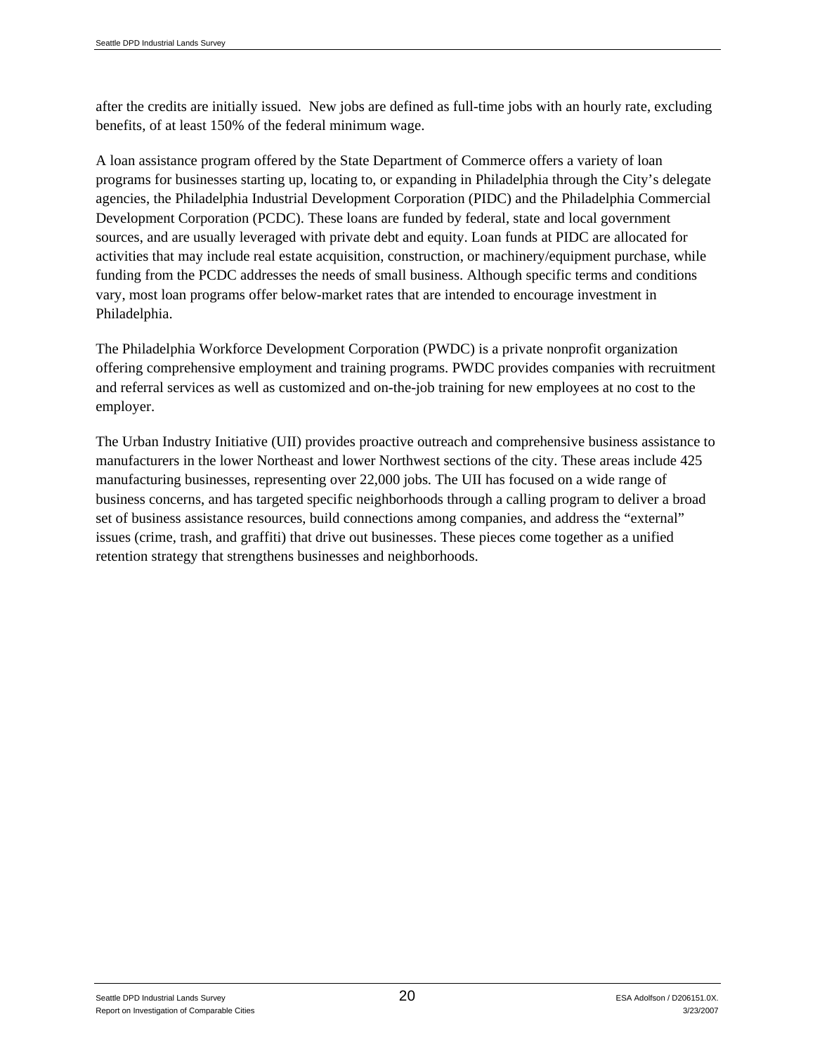after the credits are initially issued. New jobs are defined as full-time jobs with an hourly rate, excluding benefits, of at least 150% of the federal minimum wage.

A loan assistance program offered by the State Department of Commerce offers a variety of loan programs for businesses starting up, locating to, or expanding in Philadelphia through the City's delegate agencies, the Philadelphia Industrial Development Corporation (PIDC) and the Philadelphia Commercial Development Corporation (PCDC). These loans are funded by federal, state and local government sources, and are usually leveraged with private debt and equity. Loan funds at PIDC are allocated for activities that may include real estate acquisition, construction, or machinery/equipment purchase, while funding from the PCDC addresses the needs of small business. Although specific terms and conditions vary, most loan programs offer below-market rates that are intended to encourage investment in Philadelphia.

The Philadelphia Workforce Development Corporation (PWDC) is a private nonprofit organization offering comprehensive employment and training programs. PWDC provides companies with recruitment and referral services as well as customized and on-the-job training for new employees at no cost to the employer.

The Urban Industry Initiative (UII) provides proactive outreach and comprehensive business assistance to manufacturers in the lower Northeast and lower Northwest sections of the city. These areas include 425 manufacturing businesses, representing over 22,000 jobs. The UII has focused on a wide range of business concerns, and has targeted specific neighborhoods through a calling program to deliver a broad set of business assistance resources, build connections among companies, and address the "external" issues (crime, trash, and graffiti) that drive out businesses. These pieces come together as a unified retention strategy that strengthens businesses and neighborhoods.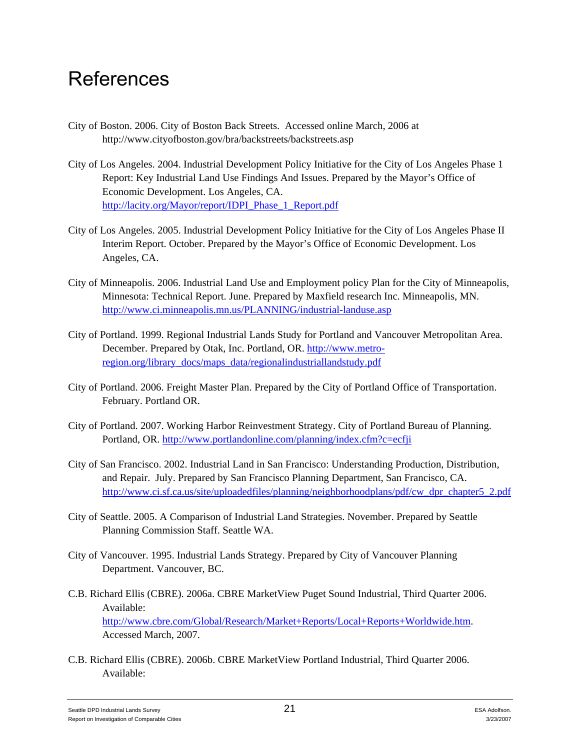# References

City of Boston. 2006. City of Boston Back Streets. Accessed online March, 2006 at http://www.cityofboston.gov/bra/backstreets/backstreets.asp

City of Los Angeles. 2004. Industrial Development Policy Initiative for the City of Los Angeles Phase 1 Report: Key Industrial Land Use Findings And Issues. Prepared by the Mayor's Office of Economic Development. Los Angeles, CA. http://lacity.org/Mayor/report/IDPI_Phase_1_Report.pdf

City of Los Angeles. 2005. Industrial Development Policy Initiative for the City of Los Angeles Phase II Interim Report. October. Prepared by the Mayor's Office of Economic Development. Los Angeles, CA.

City of Minneapolis. 2006. Industrial Land Use and Employment policy Plan for the City of Minneapolis, Minnesota: Technical Report. June. Prepared by Maxfield research Inc. Minneapolis, MN. http://www.ci.minneapolis.mn.us/PLANNING/industrial-landuse.asp

City of Portland. 1999. Regional Industrial Lands Study for Portland and Vancouver Metropolitan Area. December. Prepared by Otak, Inc. Portland, OR. http://www.metro-region.org/library_docs/maps_data/regionalindustriallandstudy.pdf

City of Portland. 2006. Freight Master Plan. Prepared by the City of Portland Office of Transportation. February. Portland OR.

City of Portland. 2007. Working Harbor Reinvestment Strategy. City of Portland Bureau of Planning. Portland, OR. http://www.portlandonline.com/planning/index.cfm?c=ecfji

City of San Francisco. 2002. Industrial Land in San Francisco: Understanding Production, Distribution, and Repair. July. Prepared by San Francisco Planning Department, San Francisco, CA. http://www.ci.sf.ca.us/site/uploadedfiles/planning/neighborhoodplans/pdf/cw_dpr_chapter5_2.pdf

City of Seattle. 2005. A Comparison of Industrial Land Strategies. November. Prepared by Seattle Planning Commission Staff. Seattle WA.

City of Vancouver. 1995. Industrial Lands Strategy. Prepared by City of Vancouver Planning Department. Vancouver, BC.

C.B. Richard Ellis (CBRE). 2006a. CBRE MarketView Puget Sound Industrial, Third Quarter 2006. Available: http://www.cbre.com/Global/Research/Market+Reports/Local+Reports+Worldwide.htm. Accessed March, 2007.

C.B. Richard Ellis (CBRE). 2006b. CBRE MarketView Portland Industrial, Third Quarter 2006. Available: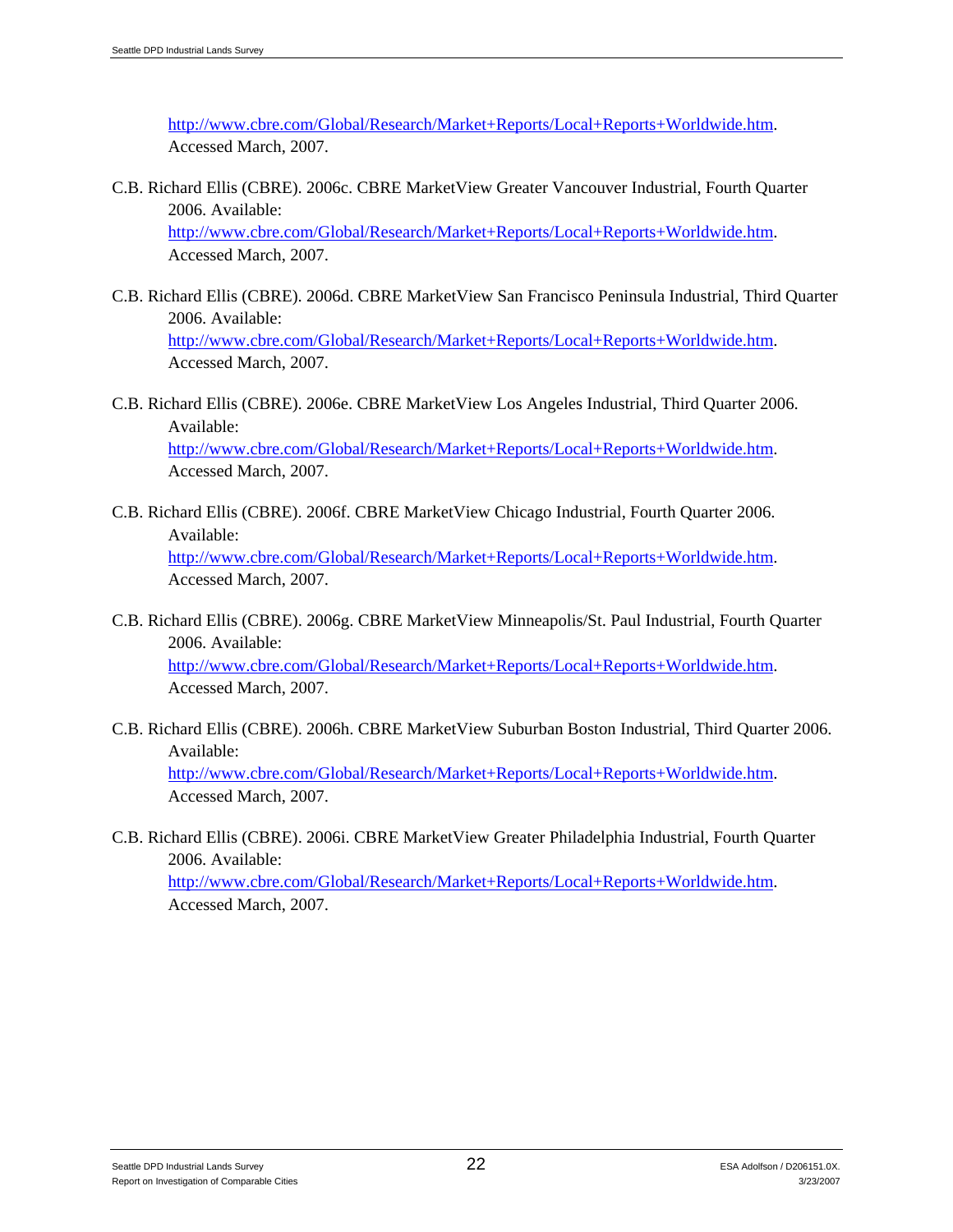http://www.cbre.com/Global/Research/Market+Reports/Local+Reports+Worldwide.htm. Accessed March, 2007.

C.B. Richard Ellis (CBRE). 2006c. CBRE MarketView Greater Vancouver Industrial, Fourth Quarter 2006. Available: http://www.cbre.com/Global/Research/Market+Reports/Local+Reports+Worldwide.htm. Accessed March, 2007.

C.B. Richard Ellis (CBRE). 2006d. CBRE MarketView San Francisco Peninsula Industrial, Third Quarter 2006. Available: http://www.cbre.com/Global/Research/Market+Reports/Local+Reports+Worldwide.htm. Accessed March, 2007.

C.B. Richard Ellis (CBRE). 2006e. CBRE MarketView Los Angeles Industrial, Third Quarter 2006. Available: http://www.cbre.com/Global/Research/Market+Reports/Local+Reports+Worldwide.htm. Accessed March, 2007.

C.B. Richard Ellis (CBRE). 2006f. CBRE MarketView Chicago Industrial, Fourth Quarter 2006. Available: http://www.cbre.com/Global/Research/Market+Reports/Local+Reports+Worldwide.htm. Accessed March, 2007.

C.B. Richard Ellis (CBRE). 2006g. CBRE MarketView Minneapolis/St. Paul Industrial, Fourth Quarter 2006. Available: http://www.cbre.com/Global/Research/Market+Reports/Local+Reports+Worldwide.htm. Accessed March, 2007.

C.B. Richard Ellis (CBRE). 2006h. CBRE MarketView Suburban Boston Industrial, Third Quarter 2006. Available: http://www.cbre.com/Global/Research/Market+Reports/Local+Reports+Worldwide.htm. Accessed March, 2007.

C.B. Richard Ellis (CBRE). 2006i. CBRE MarketView Greater Philadelphia Industrial, Fourth Quarter 2006. Available: http://www.cbre.com/Global/Research/Market+Reports/Local+Reports+Worldwide.htm. Accessed March, 2007.